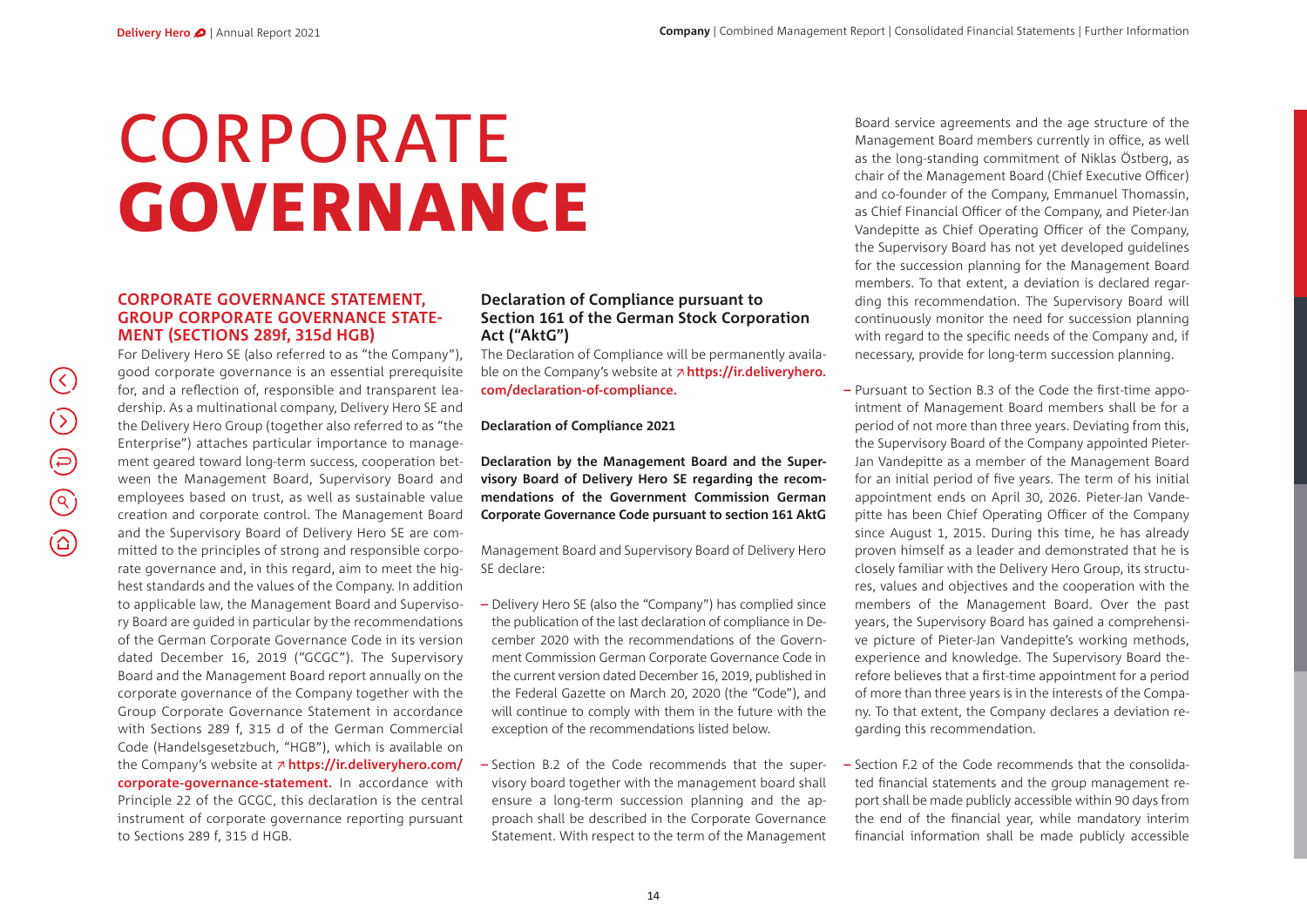# CORPORATE GOVERNANCE

## CORPORATE GOVERNANCE STATEMENT, GROUP CORPORATE GOVERNANCE STATEMENT (SECTIONS 289f, 315d HGB)

For Delivery Hero SE (also referred to as "the Company"), good corporate governance is an essential prerequisite for, and a reflection of, responsible and transparent leadership. As a multinational company, Delivery Hero SE and the Delivery Hero Group (together also referred to as "the Enterprise") attaches particular importance to management geared toward long-term success, cooperation between the Management Board, Supervisory Board and employees based on trust, as well as sustainable value creation and corporate control. The Management Board and the Supervisory Board of Delivery Hero SE are committed to the principles of strong and responsible corporate governance and, in this regard, aim to meet the highest standards and the values of the Company. In addition to applicable law, the Management Board and Supervisory Board are guided in particular by the recommendations of the German Corporate Governance Code in its version dated December 16, 2019 ("GCGC"). The Supervisory Board and the Management Board report annually on the corporate governance of the Company together with the Group Corporate Governance Statement in accordance with Sections 289 f, 315 d of the German Commercial Code (Handelsgesetzbuch, "HGB"), which is available on the Company's website at **https://ir.deliveryhero.com/corporate-governance-statement.** In accordance with Principle 22 of the GCGC, this declaration is the central instrument of corporate governance reporting pursuant to Sections 289 f, 315 d HGB.

### Declaration of Compliance pursuant to Section 161 of the German Stock Corporation Act ("AktG")

The Declaration of Compliance will be permanently available on the Company's website at **https://ir.deliveryhero.com/declaration-of-compliance.**

**Declaration of Compliance 2021**

**Declaration by the Management Board and the Supervisory Board of Delivery Hero SE regarding the recommendations of the Government Commission German Corporate Governance Code pursuant to section 161 AktG**

Management Board and Supervisory Board of Delivery Hero SE declare:

- Delivery Hero SE (also the "Company") has complied since the publication of the last declaration of compliance in December 2020 with the recommendations of the Government Commission German Corporate Governance Code in the current version dated December 16, 2019, published in the Federal Gazette on March 20, 2020 (the "Code"), and will continue to comply with them in the future with the exception of the recommendations listed below.

- Section B.2 of the Code recommends that the supervisory board together with the management board shall ensure a long-term succession planning and the approach shall be described in the Corporate Governance Statement. With respect to the term of the Management Board service agreements and the age structure of the Management Board members currently in office, as well as the long-standing commitment of Niklas Östberg, as chair of the Management Board (Chief Executive Officer) and co-founder of the Company, Emmanuel Thomassin, as Chief Financial Officer of the Company, and Pieter-Jan Vandepitte as Chief Operating Officer of the Company, the Supervisory Board has not yet developed guidelines for the succession planning for the Management Board members. To that extent, a deviation is declared regarding this recommendation. The Supervisory Board will continuously monitor the need for succession planning with regard to the specific needs of the Company and, if necessary, provide for long-term succession planning.

- Pursuant to Section B.3 of the Code the first-time appointment of Management Board members shall be for a period of not more than three years. Deviating from this, the Supervisory Board of the Company appointed Pieter-Jan Vandepitte as a member of the Management Board for an initial period of five years. The term of his initial appointment ends on April 30, 2026. Pieter-Jan Vandepitte has been Chief Operating Officer of the Company since August 1, 2015. During this time, he has already proven himself as a leader and demonstrated that he is closely familiar with the Delivery Hero Group, its structures, values and objectives and the cooperation with the members of the Management Board. Over the past years, the Supervisory Board has gained a comprehensive picture of Pieter-Jan Vandepitte's working methods, experience and knowledge. The Supervisory Board therefore believes that a first-time appointment for a period of more than three years is in the interests of the Company. To that extent, the Company declares a deviation regarding this recommendation.

- Section F.2 of the Code recommends that the consolidated financial statements and the group management report shall be made publicly accessible within 90 days from the end of the financial year, while mandatory interim financial information shall be made publicly accessible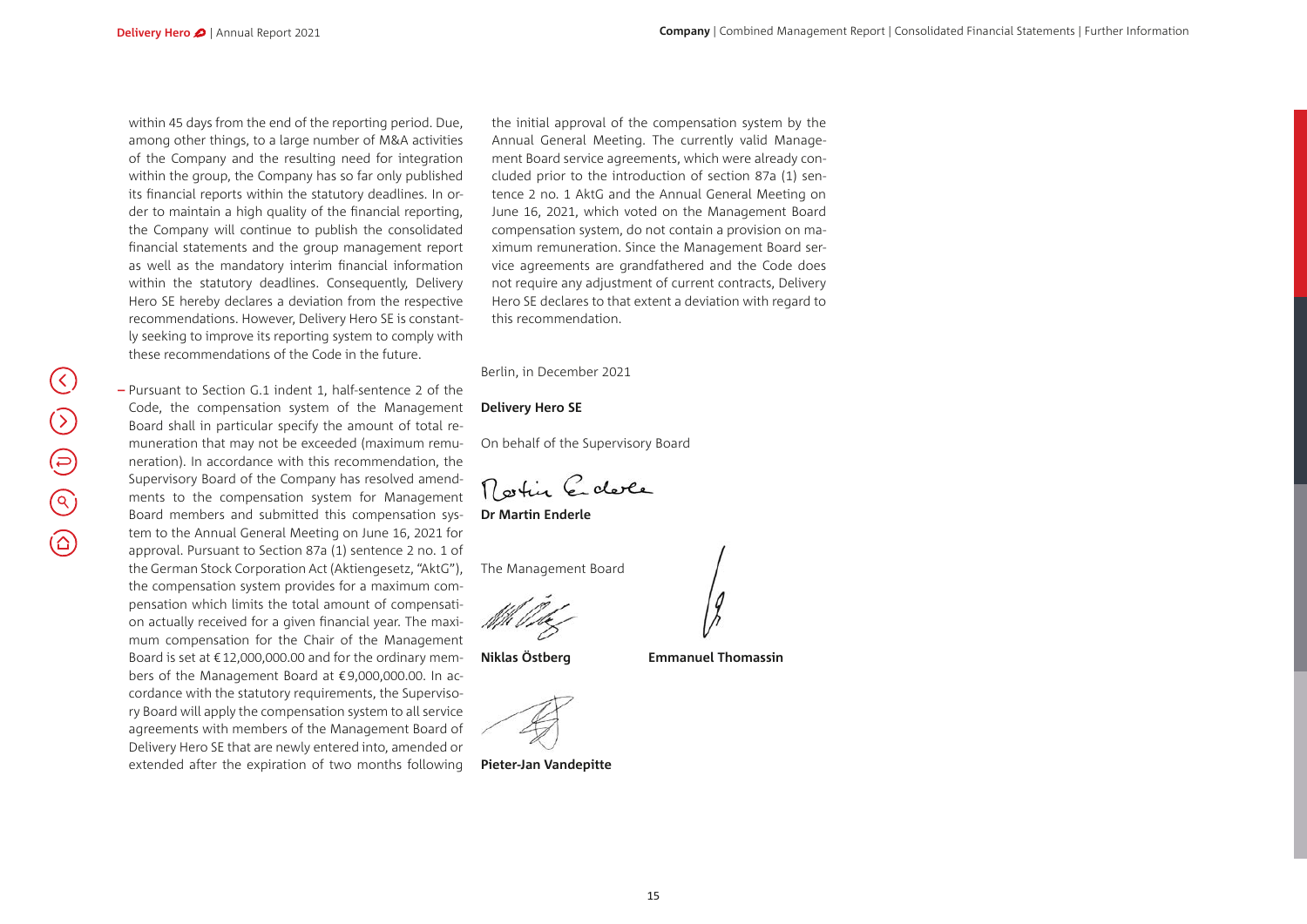within 45 days from the end of the reporting period. Due, among other things, to a large number of M&A activities of the Company and the resulting need for integration within the group, the Company has so far only published its financial reports within the statutory deadlines. In order to maintain a high quality of the financial reporting, the Company will continue to publish the consolidated financial statements and the group management report as well as the mandatory interim financial information within the statutory deadlines. Consequently, Delivery Hero SE hereby declares a deviation from the respective recommendations. However, Delivery Hero SE is constantly seeking to improve its reporting system to comply with these recommendations of the Code in the future.

– Pursuant to Section G.1 indent 1, half-sentence 2 of the Code, the compensation system of the Management Board shall in particular specify the amount of total remuneration that may not be exceeded (maximum remuneration). In accordance with this recommendation, the Supervisory Board of the Company has resolved amendments to the compensation system for Management Board members and submitted this compensation system to the Annual General Meeting on June 16, 2021 for approval. Pursuant to Section 87a (1) sentence 2 no. 1 of the German Stock Corporation Act (Aktiengesetz, "AktG"), the compensation system provides for a maximum compensation which limits the total amount of compensation actually received for a given financial year. The maximum compensation for the Chair of the Management Board is set at €12,000,000.00 and for the ordinary members of the Management Board at €9,000,000.00. In accordance with the statutory requirements, the Supervisory Board will apply the compensation system to all service agreements with members of the Management Board of Delivery Hero SE that are newly entered into, amended or extended after the expiration of two months following the initial approval of the compensation system by the Annual General Meeting. The currently valid Management Board service agreements, which were already concluded prior to the introduction of section 87a (1) sentence 2 no. 1 AktG and the Annual General Meeting on June 16, 2021, which voted on the Management Board compensation system, do not contain a provision on maximum remuneration. Since the Management Board service agreements are grandfathered and the Code does not require any adjustment of current contracts, Delivery Hero SE declares to that extent a deviation with regard to this recommendation.

Berlin, in December 2021

**Delivery Hero SE**

On behalf of the Supervisory Board

**Dr Martin Enderle**

The Management Board

**Niklas Östberg**

**Emmanuel Thomassin**

**Pieter-Jan Vandepitte**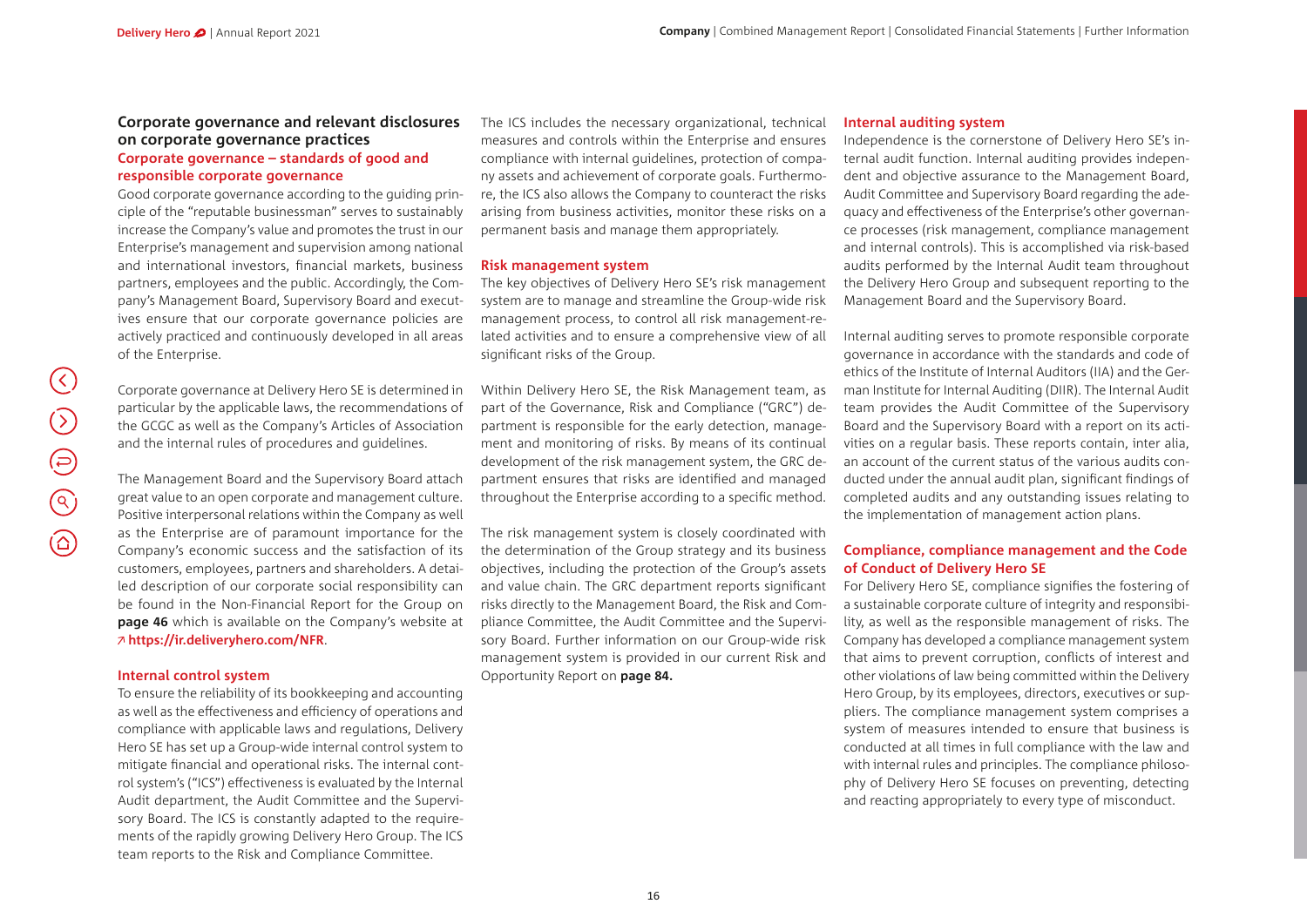## Corporate governance and relevant disclosures on corporate governance practices

### Corporate governance – standards of good and responsible corporate governance

Good corporate governance according to the guiding principle of the "reputable businessman" serves to sustainably increase the Company's value and promotes the trust in our Enterprise's management and supervision among national and international investors, financial markets, business partners, employees and the public. Accordingly, the Company's Management Board, Supervisory Board and executives ensure that our corporate governance policies are actively practiced and continuously developed in all areas of the Enterprise.

Corporate governance at Delivery Hero SE is determined in particular by the applicable laws, the recommendations of the GCGC as well as the Company's Articles of Association and the internal rules of procedures and guidelines.

The Management Board and the Supervisory Board attach great value to an open corporate and management culture. Positive interpersonal relations within the Company as well as the Enterprise are of paramount importance for the Company's economic success and the satisfaction of its customers, employees, partners and shareholders. A detailed description of our corporate social responsibility can be found in the Non-Financial Report for the Group on **page 46** which is available on the Company's website at ↗ **https://ir.deliveryhero.com/NFR**.

### Internal control system

To ensure the reliability of its bookkeeping and accounting as well as the effectiveness and efficiency of operations and compliance with applicable laws and regulations, Delivery Hero SE has set up a Group-wide internal control system to mitigate financial and operational risks. The internal control system's ("ICS") effectiveness is evaluated by the Internal Audit department, the Audit Committee and the Supervisory Board. The ICS is constantly adapted to the requirements of the rapidly growing Delivery Hero Group. The ICS team reports to the Risk and Compliance Committee.

The ICS includes the necessary organizational, technical measures and controls within the Enterprise and ensures compliance with internal guidelines, protection of company assets and achievement of corporate goals. Furthermore, the ICS also allows the Company to counteract the risks arising from business activities, monitor these risks on a permanent basis and manage them appropriately.

### Risk management system

The key objectives of Delivery Hero SE's risk management system are to manage and streamline the Group-wide risk management process, to control all risk management-related activities and to ensure a comprehensive view of all significant risks of the Group.

Within Delivery Hero SE, the Risk Management team, as part of the Governance, Risk and Compliance ("GRC") department is responsible for the early detection, management and monitoring of risks. By means of its continual development of the risk management system, the GRC department ensures that risks are identified and managed throughout the Enterprise according to a specific method.

The risk management system is closely coordinated with the determination of the Group strategy and its business objectives, including the protection of the Group's assets and value chain. The GRC department reports significant risks directly to the Management Board, the Risk and Compliance Committee, the Audit Committee and the Supervisory Board. Further information on our Group-wide risk management system is provided in our current Risk and Opportunity Report on **page 84.**

### Internal auditing system

Independence is the cornerstone of Delivery Hero SE's internal audit function. Internal auditing provides independent and objective assurance to the Management Board, Audit Committee and Supervisory Board regarding the adequacy and effectiveness of the Enterprise's other governance processes (risk management, compliance management and internal controls). This is accomplished via risk-based audits performed by the Internal Audit team throughout the Delivery Hero Group and subsequent reporting to the Management Board and the Supervisory Board.

Internal auditing serves to promote responsible corporate governance in accordance with the standards and code of ethics of the Institute of Internal Auditors (IIA) and the German Institute for Internal Auditing (DIIR). The Internal Audit team provides the Audit Committee of the Supervisory Board and the Supervisory Board with a report on its activities on a regular basis. These reports contain, inter alia, an account of the current status of the various audits conducted under the annual audit plan, significant findings of completed audits and any outstanding issues relating to the implementation of management action plans.

### Compliance, compliance management and the Code of Conduct of Delivery Hero SE

For Delivery Hero SE, compliance signifies the fostering of a sustainable corporate culture of integrity and responsibility, as well as the responsible management of risks. The Company has developed a compliance management system that aims to prevent corruption, conflicts of interest and other violations of law being committed within the Delivery Hero Group, by its employees, directors, executives or suppliers. The compliance management system comprises a system of measures intended to ensure that business is conducted at all times in full compliance with the law and with internal rules and principles. The compliance philosophy of Delivery Hero SE focuses on preventing, detecting and reacting appropriately to every type of misconduct.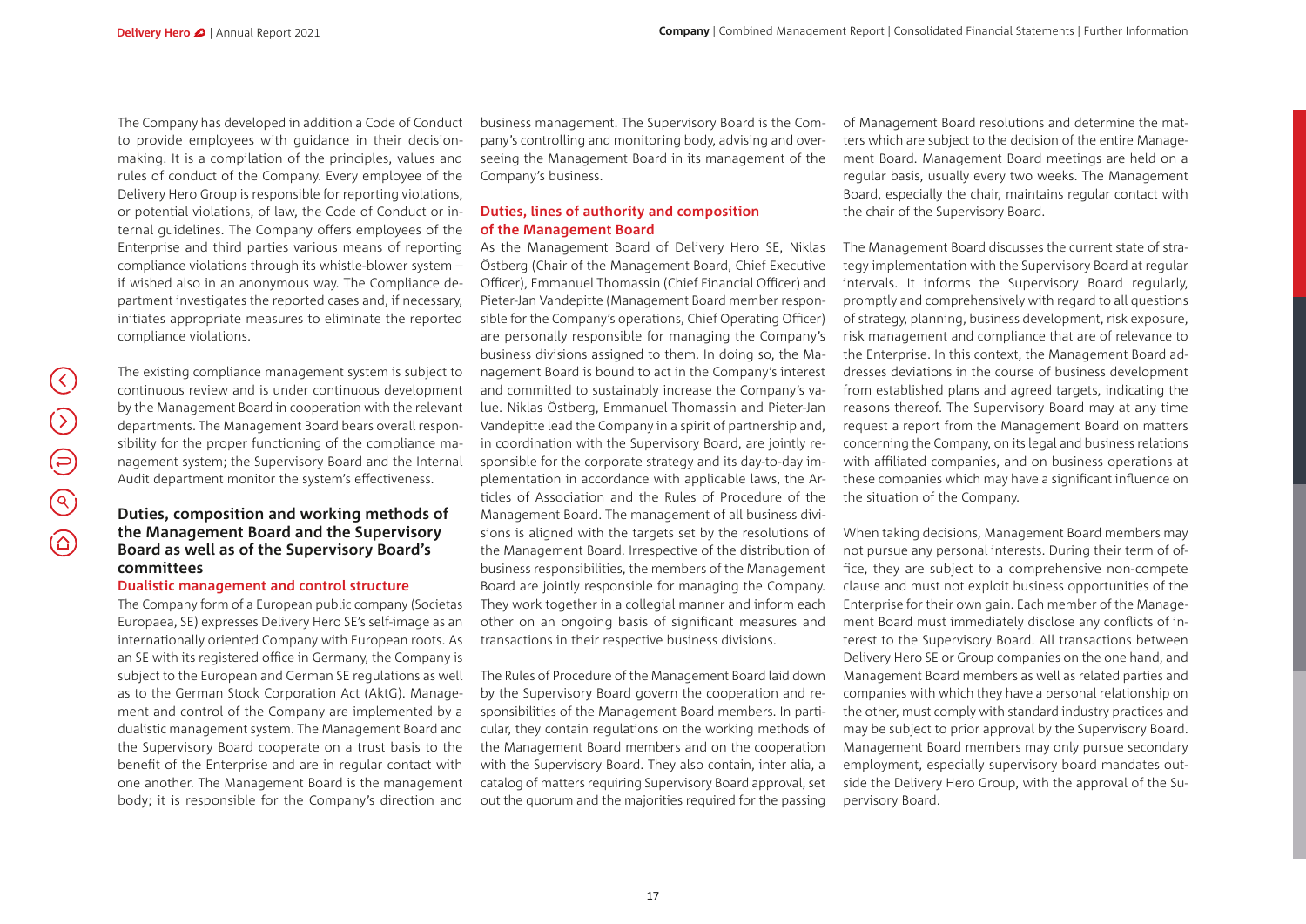The Company has developed in addition a Code of Conduct to provide employees with guidance in their decision-making. It is a compilation of the principles, values and rules of conduct of the Company. Every employee of the Delivery Hero Group is responsible for reporting violations, or potential violations, of law, the Code of Conduct or internal guidelines. The Company offers employees of the Enterprise and third parties various means of reporting compliance violations through its whistle-blower system – if wished also in an anonymous way. The Compliance department investigates the reported cases and, if necessary, initiates appropriate measures to eliminate the reported compliance violations.

The existing compliance management system is subject to continuous review and is under continuous development by the Management Board in cooperation with the relevant departments. The Management Board bears overall responsibility for the proper functioning of the compliance management system; the Supervisory Board and the Internal Audit department monitor the system's effectiveness.

## Duties, composition and working methods of the Management Board and the Supervisory Board as well as of the Supervisory Board's committees

### Dualistic management and control structure

The Company form of a European public company (Societas Europaea, SE) expresses Delivery Hero SE's self-image as an internationally oriented Company with European roots. As an SE with its registered office in Germany, the Company is subject to the European and German SE regulations as well as to the German Stock Corporation Act (AktG). Management and control of the Company are implemented by a dualistic management system. The Management Board and the Supervisory Board cooperate on a trust basis to the benefit of the Enterprise and are in regular contact with one another. The Management Board is the management body; it is responsible for the Company's direction and business management. The Supervisory Board is the Company's controlling and monitoring body, advising and overseeing the Management Board in its management of the Company's business.

### Duties, lines of authority and composition of the Management Board

As the Management Board of Delivery Hero SE, Niklas Östberg (Chair of the Management Board, Chief Executive Officer), Emmanuel Thomassin (Chief Financial Officer) and Pieter-Jan Vandepitte (Management Board member responsible for the Company's operations, Chief Operating Officer) are personally responsible for managing the Company's business divisions assigned to them. In doing so, the Management Board is bound to act in the Company's interest and committed to sustainably increase the Company's value. Niklas Östberg, Emmanuel Thomassin and Pieter-Jan Vandepitte lead the Company in a spirit of partnership and, in coordination with the Supervisory Board, are jointly responsible for the corporate strategy and its day-to-day implementation in accordance with applicable laws, the Articles of Association and the Rules of Procedure of the Management Board. The management of all business divisions is aligned with the targets set by the resolutions of the Management Board. Irrespective of the distribution of business responsibilities, the members of the Management Board are jointly responsible for managing the Company. They work together in a collegial manner and inform each other on an ongoing basis of significant measures and transactions in their respective business divisions.

The Rules of Procedure of the Management Board laid down by the Supervisory Board govern the cooperation and responsibilities of the Management Board members. In particular, they contain regulations on the working methods of the Management Board members and on the cooperation with the Supervisory Board. They also contain, inter alia, a catalog of matters requiring Supervisory Board approval, set out the quorum and the majorities required for the passing of Management Board resolutions and determine the matters which are subject to the decision of the entire Management Board. Management Board meetings are held on a regular basis, usually every two weeks. The Management Board, especially the chair, maintains regular contact with the chair of the Supervisory Board.

The Management Board discusses the current state of strategy implementation with the Supervisory Board at regular intervals. It informs the Supervisory Board regularly, promptly and comprehensively with regard to all questions of strategy, planning, business development, risk exposure, risk management and compliance that are of relevance to the Enterprise. In this context, the Management Board addresses deviations in the course of business development from established plans and agreed targets, indicating the reasons thereof. The Supervisory Board may at any time request a report from the Management Board on matters concerning the Company, on its legal and business relations with affiliated companies, and on business operations at these companies which may have a significant influence on the situation of the Company.

When taking decisions, Management Board members may not pursue any personal interests. During their term of office, they are subject to a comprehensive non-compete clause and must not exploit business opportunities of the Enterprise for their own gain. Each member of the Management Board must immediately disclose any conflicts of interest to the Supervisory Board. All transactions between Delivery Hero SE or Group companies on the one hand, and Management Board members as well as related parties and companies with which they have a personal relationship on the other, must comply with standard industry practices and may be subject to prior approval by the Supervisory Board. Management Board members may only pursue secondary employment, especially supervisory board mandates outside the Delivery Hero Group, with the approval of the Supervisory Board.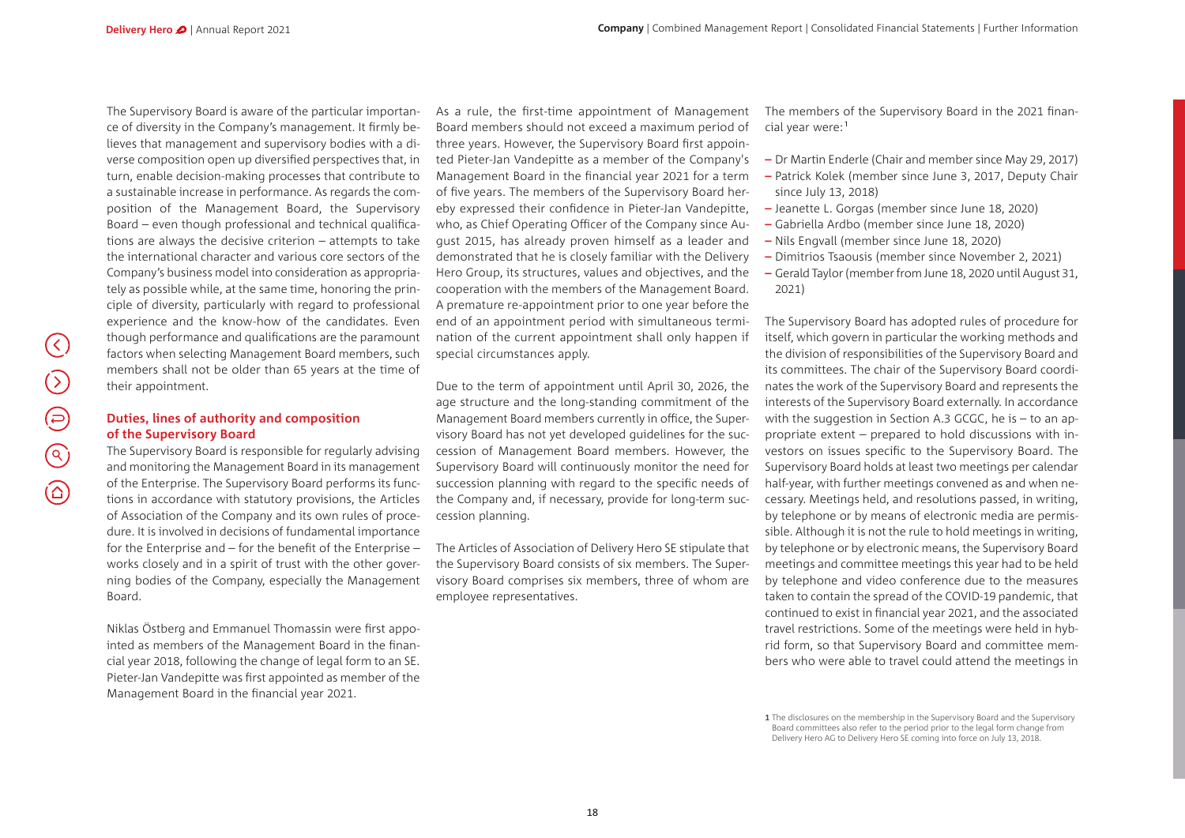The Supervisory Board is aware of the particular importance of diversity in the Company's management. It firmly believes that management and supervisory bodies with a diverse composition open up diversified perspectives that, in turn, enable decision-making processes that contribute to a sustainable increase in performance. As regards the composition of the Management Board, the Supervisory Board – even though professional and technical qualifications are always the decisive criterion – attempts to take the international character and various core sectors of the Company's business model into consideration as appropriately as possible while, at the same time, honoring the principle of diversity, particularly with regard to professional experience and the know-how of the candidates. Even though performance and qualifications are the paramount factors when selecting Management Board members, such members shall not be older than 65 years at the time of their appointment.

### Duties, lines of authority and composition of the Supervisory Board

The Supervisory Board is responsible for regularly advising and monitoring the Management Board in its management of the Enterprise. The Supervisory Board performs its functions in accordance with statutory provisions, the Articles of Association of the Company and its own rules of procedure. It is involved in decisions of fundamental importance for the Enterprise and – for the benefit of the Enterprise – works closely and in a spirit of trust with the other governing bodies of the Company, especially the Management Board.

Niklas Östberg and Emmanuel Thomassin were first appointed as members of the Management Board in the financial year 2018, following the change of legal form to an SE. Pieter-Jan Vandepitte was first appointed as member of the Management Board in the financial year 2021.

As a rule, the first-time appointment of Management Board members should not exceed a maximum period of three years. However, the Supervisory Board first appointed Pieter-Jan Vandepitte as a member of the Company's Management Board in the financial year 2021 for a term of five years. The members of the Supervisory Board hereby expressed their confidence in Pieter-Jan Vandepitte, who, as Chief Operating Officer of the Company since August 2015, has already proven himself as a leader and demonstrated that he is closely familiar with the Delivery Hero Group, its structures, values and objectives, and the cooperation with the members of the Management Board. A premature re-appointment prior to one year before the end of an appointment period with simultaneous termination of the current appointment shall only happen if special circumstances apply.

Due to the term of appointment until April 30, 2026, the age structure and the long-standing commitment of the Management Board members currently in office, the Supervisory Board has not yet developed guidelines for the succession of Management Board members. However, the Supervisory Board will continuously monitor the need for succession planning with regard to the specific needs of the Company and, if necessary, provide for long-term succession planning.

The Articles of Association of Delivery Hero SE stipulate that the Supervisory Board consists of six members. The Supervisory Board comprises six members, three of whom are employee representatives.

The members of the Supervisory Board in the 2021 financial year were:[1]

- Dr Martin Enderle (Chair and member since May 29, 2017)
- Patrick Kolek (member since June 3, 2017, Deputy Chair since July 13, 2018)
- Jeanette L. Gorgas (member since June 18, 2020)
- Gabriella Ardbo (member since June 18, 2020)
- Nils Engvall (member since June 18, 2020)
- Dimitrios Tsaousis (member since November 2, 2021)
- Gerald Taylor (member from June 18, 2020 until August 31, 2021)

The Supervisory Board has adopted rules of procedure for itself, which govern in particular the working methods and the division of responsibilities of the Supervisory Board and its committees. The chair of the Supervisory Board coordinates the work of the Supervisory Board and represents the interests of the Supervisory Board externally. In accordance with the suggestion in Section A.3 GCGC, he is – to an appropriate extent – prepared to hold discussions with investors on issues specific to the Supervisory Board. The Supervisory Board holds at least two meetings per calendar half-year, with further meetings convened as and when necessary. Meetings held, and resolutions passed, in writing, by telephone or by means of electronic media are permissible. Although it is not the rule to hold meetings in writing, by telephone or by electronic means, the Supervisory Board meetings and committee meetings this year had to be held by telephone and video conference due to the measures taken to contain the spread of the COVID-19 pandemic, that continued to exist in financial year 2021, and the associated travel restrictions. Some of the meetings were held in hybrid form, so that Supervisory Board and committee members who were able to travel could attend the meetings in

[1] The disclosures on the membership in the Supervisory Board and the Supervisory Board committees also refer to the period prior to the legal form change from Delivery Hero AG to Delivery Hero SE coming into force on July 13, 2018.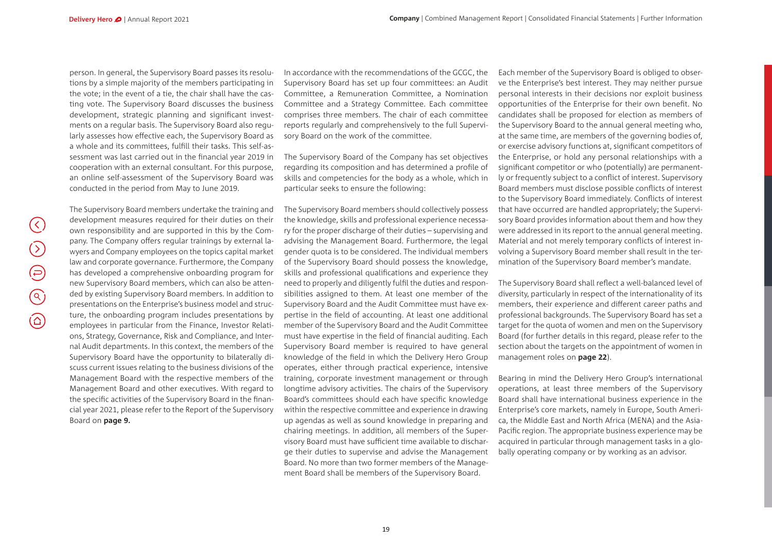person. In general, the Supervisory Board passes its resolutions by a simple majority of the members participating in the vote; in the event of a tie, the chair shall have the casting vote. The Supervisory Board discusses the business development, strategic planning and significant investments on a regular basis. The Supervisory Board also regularly assesses how effective each, the Supervisory Board as a whole and its committees, fulfill their tasks. This self-assessment was last carried out in the financial year 2019 in cooperation with an external consultant. For this purpose, an online self-assessment of the Supervisory Board was conducted in the period from May to June 2019.

The Supervisory Board members undertake the training and development measures required for their duties on their own responsibility and are supported in this by the Company. The Company offers regular trainings by external lawyers and Company employees on the topics capital market law and corporate governance. Furthermore, the Company has developed a comprehensive onboarding program for new Supervisory Board members, which can also be attended by existing Supervisory Board members. In addition to presentations on the Enterprise's business model and structure, the onboarding program includes presentations by employees in particular from the Finance, Investor Relations, Strategy, Governance, Risk and Compliance, and Internal Audit departments. In this context, the members of the Supervisory Board have the opportunity to bilaterally discuss current issues relating to the business divisions of the Management Board with the respective members of the Management Board and other executives. With regard to the specific activities of the Supervisory Board in the financial year 2021, please refer to the Report of the Supervisory Board on **page 9.**

In accordance with the recommendations of the GCGC, the Supervisory Board has set up four committees: an Audit Committee, a Remuneration Committee, a Nomination Committee and a Strategy Committee. Each committee comprises three members. The chair of each committee reports regularly and comprehensively to the full Supervisory Board on the work of the committee.

The Supervisory Board of the Company has set objectives regarding its composition and has determined a profile of skills and competencies for the body as a whole, which in particular seeks to ensure the following:

The Supervisory Board members should collectively possess the knowledge, skills and professional experience necessary for the proper discharge of their duties – supervising and advising the Management Board. Furthermore, the legal gender quota is to be considered. The individual members of the Supervisory Board should possess the knowledge, skills and professional qualifications and experience they need to properly and diligently fulfil the duties and responsibilities assigned to them. At least one member of the Supervisory Board and the Audit Committee must have expertise in the field of accounting. At least one additional member of the Supervisory Board and the Audit Committee must have expertise in the field of financial auditing. Each Supervisory Board member is required to have general knowledge of the field in which the Delivery Hero Group operates, either through practical experience, intensive training, corporate investment management or through longtime advisory activities. The chairs of the Supervisory Board's committees should each have specific knowledge within the respective committee and experience in drawing up agendas as well as sound knowledge in preparing and chairing meetings. In addition, all members of the Supervisory Board must have sufficient time available to discharge their duties to supervise and advise the Management Board. No more than two former members of the Management Board shall be members of the Supervisory Board.

Each member of the Supervisory Board is obliged to observe the Enterprise's best interest. They may neither pursue personal interests in their decisions nor exploit business opportunities of the Enterprise for their own benefit. No candidates shall be proposed for election as members of the Supervisory Board to the annual general meeting who, at the same time, are members of the governing bodies of, or exercise advisory functions at, significant competitors of the Enterprise, or hold any personal relationships with a significant competitor or who (potentially) are permanently or frequently subject to a conflict of interest. Supervisory Board members must disclose possible conflicts of interest to the Supervisory Board immediately. Conflicts of interest that have occurred are handled appropriately; the Supervisory Board provides information about them and how they were addressed in its report to the annual general meeting. Material and not merely temporary conflicts of interest involving a Supervisory Board member shall result in the termination of the Supervisory Board member's mandate.

The Supervisory Board shall reflect a well-balanced level of diversity, particularly in respect of the internationality of its members, their experience and different career paths and professional backgrounds. The Supervisory Board has set a target for the quota of women and men on the Supervisory Board (for further details in this regard, please refer to the section about the targets on the appointment of women in management roles on **page 22**).

Bearing in mind the Delivery Hero Group's international operations, at least three members of the Supervisory Board shall have international business experience in the Enterprise's core markets, namely in Europe, South America, the Middle East and North Africa (MENA) and the Asia-Pacific region. The appropriate business experience may be acquired in particular through management tasks in a globally operating company or by working as an advisor.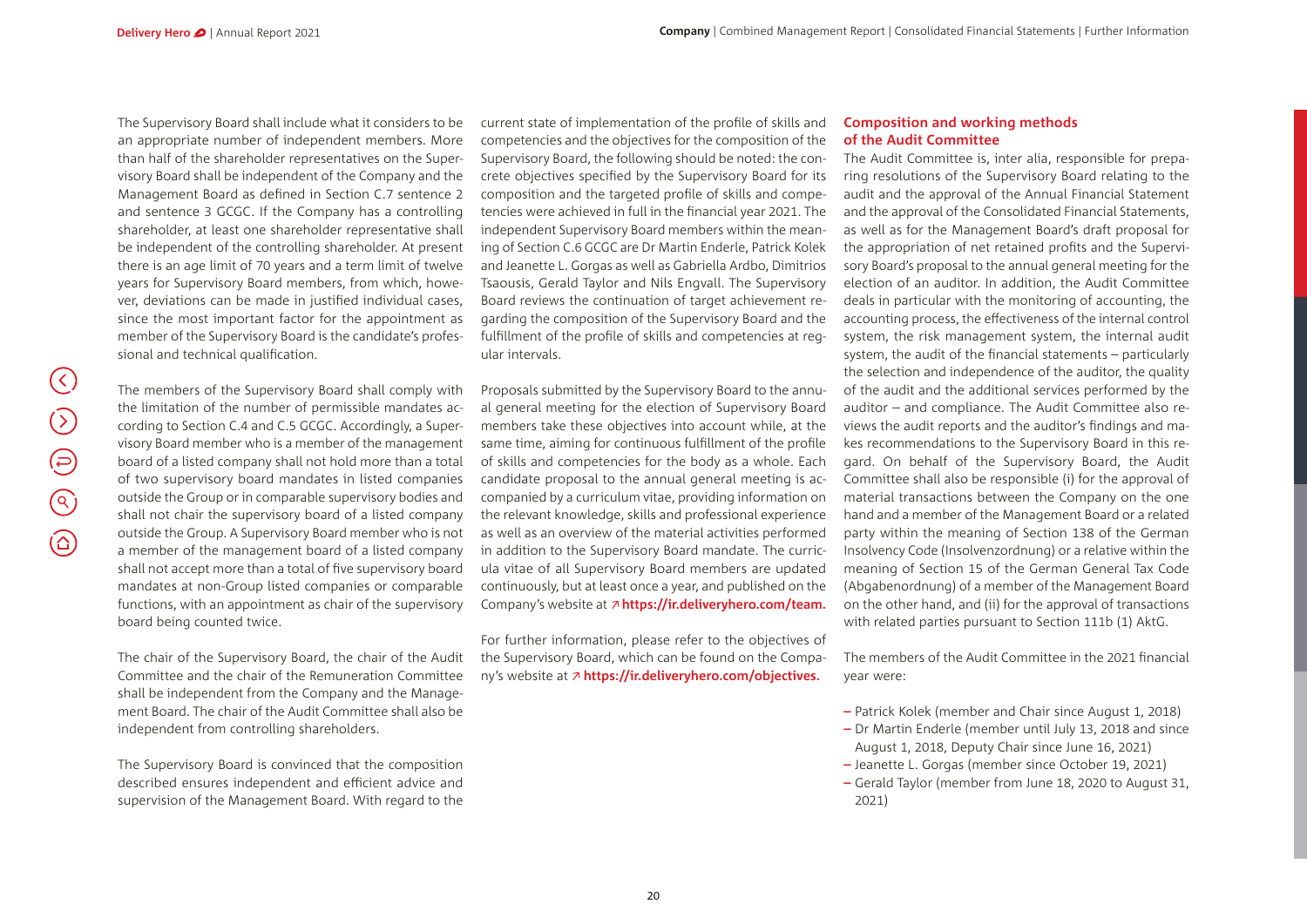The Supervisory Board shall include what it considers to be an appropriate number of independent members. More than half of the shareholder representatives on the Supervisory Board shall be independent of the Company and the Management Board as defined in Section C.7 sentence 2 and sentence 3 GCGC. If the Company has a controlling shareholder, at least one shareholder representative shall be independent of the controlling shareholder. At present there is an age limit of 70 years and a term limit of twelve years for Supervisory Board members, from which, however, deviations can be made in justified individual cases, since the most important factor for the appointment as member of the Supervisory Board is the candidate's professional and technical qualification.

The members of the Supervisory Board shall comply with the limitation of the number of permissible mandates according to Section C.4 and C.5 GCGC. Accordingly, a Supervisory Board member who is a member of the management board of a listed company shall not hold more than a total of two supervisory board mandates in listed companies outside the Group or in comparable supervisory bodies and shall not chair the supervisory board of a listed company outside the Group. A Supervisory Board member who is not a member of the management board of a listed company shall not accept more than a total of five supervisory board mandates at non-Group listed companies or comparable functions, with an appointment as chair of the supervisory board being counted twice.

The chair of the Supervisory Board, the chair of the Audit Committee and the chair of the Remuneration Committee shall be independent from the Company and the Management Board. The chair of the Audit Committee shall also be independent from controlling shareholders.

The Supervisory Board is convinced that the composition described ensures independent and efficient advice and supervision of the Management Board. With regard to the current state of implementation of the profile of skills and competencies and the objectives for the composition of the Supervisory Board, the following should be noted: the concrete objectives specified by the Supervisory Board for its composition and the targeted profile of skills and competencies were achieved in full in the financial year 2021. The independent Supervisory Board members within the meaning of Section C.6 GCGC are Dr Martin Enderle, Patrick Kolek and Jeanette L. Gorgas as well as Gabriella Ardbo, Dimitrios Tsaousis, Gerald Taylor and Nils Engvall. The Supervisory Board reviews the continuation of target achievement regarding the composition of the Supervisory Board and the fulfillment of the profile of skills and competencies at regular intervals.

Proposals submitted by the Supervisory Board to the annual general meeting for the election of Supervisory Board members take these objectives into account while, at the same time, aiming for continuous fulfillment of the profile of skills and competencies for the body as a whole. Each candidate proposal to the annual general meeting is accompanied by a curriculum vitae, providing information on the relevant knowledge, skills and professional experience as well as an overview of the material activities performed in addition to the Supervisory Board mandate. The curricula vitae of all Supervisory Board members are updated continuously, but at least once a year, and published on the Company's website at ↗ **https://ir.deliveryhero.com/team.**

For further information, please refer to the objectives of the Supervisory Board, which can be found on the Company's website at ↗ **https://ir.deliveryhero.com/objectives.**

### Composition and working methods of the Audit Committee

The Audit Committee is, inter alia, responsible for preparing resolutions of the Supervisory Board relating to the audit and the approval of the Annual Financial Statement and the approval of the Consolidated Financial Statements, as well as for the Management Board's draft proposal for the appropriation of net retained profits and the Supervisory Board's proposal to the annual general meeting for the election of an auditor. In addition, the Audit Committee deals in particular with the monitoring of accounting, the accounting process, the effectiveness of the internal control system, the risk management system, the internal audit system, the audit of the financial statements – particularly the selection and independence of the auditor, the quality of the audit and the additional services performed by the auditor – and compliance. The Audit Committee also reviews the audit reports and the auditor's findings and makes recommendations to the Supervisory Board in this regard. On behalf of the Supervisory Board, the Audit Committee shall also be responsible (i) for the approval of material transactions between the Company on the one hand and a member of the Management Board or a related party within the meaning of Section 138 of the German Insolvency Code (Insolvenzordnung) or a relative within the meaning of Section 15 of the German General Tax Code (Abgabenordnung) of a member of the Management Board on the other hand, and (ii) for the approval of transactions with related parties pursuant to Section 111b (1) AktG.

The members of the Audit Committee in the 2021 financial year were:

- Patrick Kolek (member and Chair since August 1, 2018)
- Dr Martin Enderle (member until July 13, 2018 and since August 1, 2018, Deputy Chair since June 16, 2021)
- Jeanette L. Gorgas (member since October 19, 2021)
- Gerald Taylor (member from June 18, 2020 to August 31, 2021)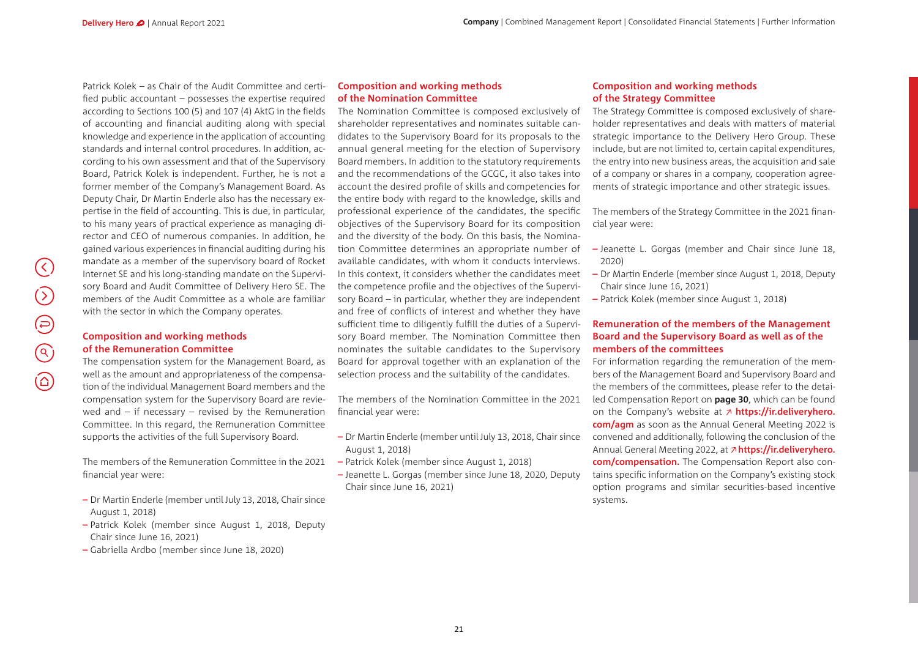Patrick Kolek – as Chair of the Audit Committee and certified public accountant – possesses the expertise required according to Sections 100 (5) and 107 (4) AktG in the fields of accounting and financial auditing along with special knowledge and experience in the application of accounting standards and internal control procedures. In addition, according to his own assessment and that of the Supervisory Board, Patrick Kolek is independent. Further, he is not a former member of the Company's Management Board. As Deputy Chair, Dr Martin Enderle also has the necessary expertise in the field of accounting. This is due, in particular, to his many years of practical experience as managing director and CEO of numerous companies. In addition, he gained various experiences in financial auditing during his mandate as a member of the supervisory board of Rocket Internet SE and his long-standing mandate on the Supervisory Board and Audit Committee of Delivery Hero SE. The members of the Audit Committee as a whole are familiar with the sector in which the Company operates.

## Composition and working methods of the Remuneration Committee

The compensation system for the Management Board, as well as the amount and appropriateness of the compensation of the individual Management Board members and the compensation system for the Supervisory Board are reviewed and – if necessary – revised by the Remuneration Committee. In this regard, the Remuneration Committee supports the activities of the full Supervisory Board.

The members of the Remuneration Committee in the 2021 financial year were:

- Dr Martin Enderle (member until July 13, 2018, Chair since August 1, 2018)
- Patrick Kolek (member since August 1, 2018, Deputy Chair since June 16, 2021)
- Gabriella Ardbo (member since June 18, 2020)

## Composition and working methods of the Nomination Committee

The Nomination Committee is composed exclusively of shareholder representatives and nominates suitable candidates to the Supervisory Board for its proposals to the annual general meeting for the election of Supervisory Board members. In addition to the statutory requirements and the recommendations of the GCGC, it also takes into account the desired profile of skills and competencies for the entire body with regard to the knowledge, skills and professional experience of the candidates, the specific objectives of the Supervisory Board for its composition and the diversity of the body. On this basis, the Nomination Committee determines an appropriate number of available candidates, with whom it conducts interviews. In this context, it considers whether the candidates meet the competence profile and the objectives of the Supervisory Board – in particular, whether they are independent and free of conflicts of interest and whether they have sufficient time to diligently fulfill the duties of a Supervisory Board member. The Nomination Committee then nominates the suitable candidates to the Supervisory Board for approval together with an explanation of the selection process and the suitability of the candidates.

The members of the Nomination Committee in the 2021 financial year were:

- Dr Martin Enderle (member until July 13, 2018, Chair since August 1, 2018)
- Patrick Kolek (member since August 1, 2018)
- Jeanette L. Gorgas (member since June 18, 2020, Deputy Chair since June 16, 2021)

## Composition and working methods of the Strategy Committee

The Strategy Committee is composed exclusively of shareholder representatives and deals with matters of material strategic importance to the Delivery Hero Group. These include, but are not limited to, certain capital expenditures, the entry into new business areas, the acquisition and sale of a company or shares in a company, cooperation agreements of strategic importance and other strategic issues.

The members of the Strategy Committee in the 2021 financial year were:

- Jeanette L. Gorgas (member and Chair since June 18, 2020)
- Dr Martin Enderle (member since August 1, 2018, Deputy Chair since June 16, 2021)
- Patrick Kolek (member since August 1, 2018)

## Remuneration of the members of the Management Board and the Supervisory Board as well as of the members of the committees

For information regarding the remuneration of the members of the Management Board and Supervisory Board and the members of the committees, please refer to the detailed Compensation Report on **page 30**, which can be found on the Company's website at ↗ **https://ir.deliveryhero.com/agm** as soon as the Annual General Meeting 2022 is convened and additionally, following the conclusion of the Annual General Meeting 2022, at ↗ **https://ir.deliveryhero.com/compensation.** The Compensation Report also contains specific information on the Company's existing stock option programs and similar securities-based incentive systems.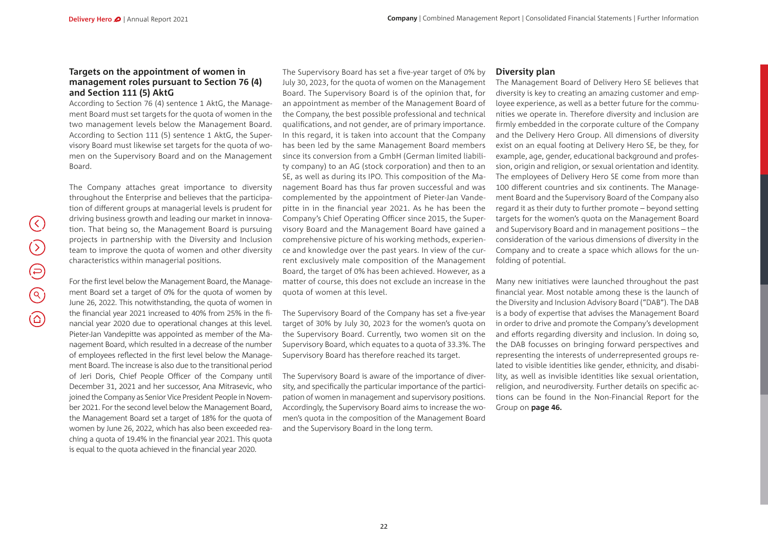## Targets on the appointment of women in management roles pursuant to Section 76 (4) and Section 111 (5) AktG

According to Section 76 (4) sentence 1 AktG, the Management Board must set targets for the quota of women in the two management levels below the Management Board. According to Section 111 (5) sentence 1 AktG, the Supervisory Board must likewise set targets for the quota of women on the Supervisory Board and on the Management Board.

The Company attaches great importance to diversity throughout the Enterprise and believes that the participation of different groups at managerial levels is prudent for driving business growth and leading our market in innovation. That being so, the Management Board is pursuing projects in partnership with the Diversity and Inclusion team to improve the quota of women and other diversity characteristics within managerial positions.

For the first level below the Management Board, the Management Board set a target of 0% for the quota of women by June 26, 2022. This notwithstanding, the quota of women in the financial year 2021 increased to 40% from 25% in the financial year 2020 due to operational changes at this level. Pieter-Jan Vandepitte was appointed as member of the Management Board, which resulted in a decrease of the number of employees reflected in the first level below the Management Board. The increase is also due to the transitional period of Jeri Doris, Chief People Officer of the Company until December 31, 2021 and her successor, Ana Mitrasevic, who joined the Company as Senior Vice President People in November 2021. For the second level below the Management Board, the Management Board set a target of 18% for the quota of women by June 26, 2022, which has also been exceeded reaching a quota of 19.4% in the financial year 2021. This quota is equal to the quota achieved in the financial year 2020.

The Supervisory Board has set a five-year target of 0% by July 30, 2023, for the quota of women on the Management Board. The Supervisory Board is of the opinion that, for an appointment as member of the Management Board of the Company, the best possible professional and technical qualifications, and not gender, are of primary importance. In this regard, it is taken into account that the Company has been led by the same Management Board members since its conversion from a GmbH (German limited liability company) to an AG (stock corporation) and then to an SE, as well as during its IPO. This composition of the Management Board has thus far proven successful and was complemented by the appointment of Pieter-Jan Vandepitte in in the financial year 2021. As he has been the Company's Chief Operating Officer since 2015, the Supervisory Board and the Management Board have gained a comprehensive picture of his working methods, experience and knowledge over the past years. In view of the current exclusively male composition of the Management Board, the target of 0% has been achieved. However, as a matter of course, this does not exclude an increase in the quota of women at this level.

The Supervisory Board of the Company has set a five-year target of 30% by July 30, 2023 for the women's quota on the Supervisory Board. Currently, two women sit on the Supervisory Board, which equates to a quota of 33.3%. The Supervisory Board has therefore reached its target.

The Supervisory Board is aware of the importance of diversity, and specifically the particular importance of the participation of women in management and supervisory positions. Accordingly, the Supervisory Board aims to increase the women's quota in the composition of the Management Board and the Supervisory Board in the long term.

## Diversity plan

The Management Board of Delivery Hero SE believes that diversity is key to creating an amazing customer and employee experience, as well as a better future for the communities we operate in. Therefore diversity and inclusion are firmly embedded in the corporate culture of the Company and the Delivery Hero Group. All dimensions of diversity exist on an equal footing at Delivery Hero SE, be they, for example, age, gender, educational background and profession, origin and religion, or sexual orientation and identity. The employees of Delivery Hero SE come from more than 100 different countries and six continents. The Management Board and the Supervisory Board of the Company also regard it as their duty to further promote – beyond setting targets for the women's quota on the Management Board and Supervisory Board and in management positions – the consideration of the various dimensions of diversity in the Company and to create a space which allows for the unfolding of potential.

Many new initiatives were launched throughout the past financial year. Most notable among these is the launch of the Diversity and Inclusion Advisory Board ("DAB"). The DAB is a body of expertise that advises the Management Board in order to drive and promote the Company's development and efforts regarding diversity and inclusion. In doing so, the DAB focusses on bringing forward perspectives and representing the interests of underrepresented groups related to visible identities like gender, ethnicity, and disability, as well as invisible identities like sexual orientation, religion, and neurodiversity. Further details on specific actions can be found in the Non-Financial Report for the Group on **page 46.**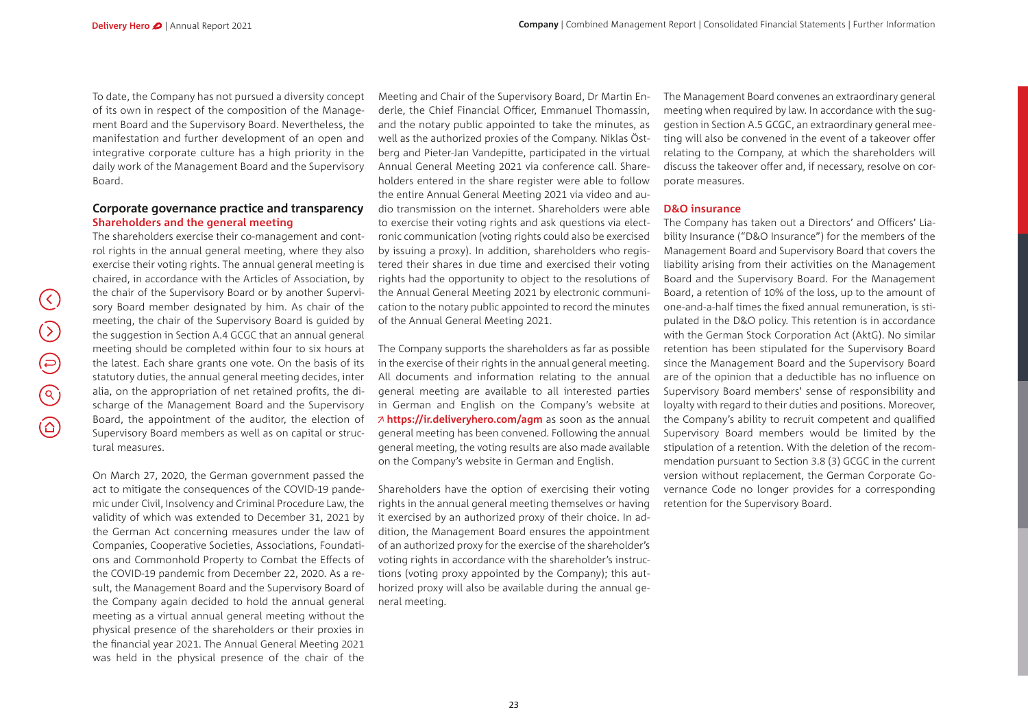To date, the Company has not pursued a diversity concept of its own in respect of the composition of the Management Board and the Supervisory Board. Nevertheless, the manifestation and further development of an open and integrative corporate culture has a high priority in the daily work of the Management Board and the Supervisory Board.

## Corporate governance practice and transparency

### Shareholders and the general meeting

The shareholders exercise their co-management and control rights in the annual general meeting, where they also exercise their voting rights. The annual general meeting is chaired, in accordance with the Articles of Association, by the chair of the Supervisory Board or by another Supervisory Board member designated by him. As chair of the meeting, the chair of the Supervisory Board is guided by the suggestion in Section A.4 GCGC that an annual general meeting should be completed within four to six hours at the latest. Each share grants one vote. On the basis of its statutory duties, the annual general meeting decides, inter alia, on the appropriation of net retained profits, the discharge of the Management Board and the Supervisory Board, the appointment of the auditor, the election of Supervisory Board members as well as on capital or structural measures.

On March 27, 2020, the German government passed the act to mitigate the consequences of the COVID-19 pandemic under Civil, Insolvency and Criminal Procedure Law, the validity of which was extended to December 31, 2021 by the German Act concerning measures under the law of Companies, Cooperative Societies, Associations, Foundations and Commonhold Property to Combat the Effects of the COVID-19 pandemic from December 22, 2020. As a result, the Management Board and the Supervisory Board of the Company again decided to hold the annual general meeting as a virtual annual general meeting without the physical presence of the shareholders or their proxies in the financial year 2021. The Annual General Meeting 2021 was held in the physical presence of the chair of the Meeting and Chair of the Supervisory Board, Dr Martin Enderle, the Chief Financial Officer, Emmanuel Thomassin, and the notary public appointed to take the minutes, as well as the authorized proxies of the Company. Niklas Östberg and Pieter-Jan Vandepitte, participated in the virtual Annual General Meeting 2021 via conference call. Shareholders entered in the share register were able to follow the entire Annual General Meeting 2021 via video and audio transmission on the internet. Shareholders were able to exercise their voting rights and ask questions via electronic communication (voting rights could also be exercised by issuing a proxy). In addition, shareholders who registered their shares in due time and exercised their voting rights had the opportunity to object to the resolutions of the Annual General Meeting 2021 by electronic communication to the notary public appointed to record the minutes of the Annual General Meeting 2021.

The Company supports the shareholders as far as possible in the exercise of their rights in the annual general meeting. All documents and information relating to the annual general meeting are available to all interested parties in German and English on the Company's website at ↗ **https://ir.deliveryhero.com/agm** as soon as the annual general meeting has been convened. Following the annual general meeting, the voting results are also made available on the Company's website in German and English.

Shareholders have the option of exercising their voting rights in the annual general meeting themselves or having it exercised by an authorized proxy of their choice. In addition, the Management Board ensures the appointment of an authorized proxy for the exercise of the shareholder's voting rights in accordance with the shareholder's instructions (voting proxy appointed by the Company); this authorized proxy will also be available during the annual general meeting.

The Management Board convenes an extraordinary general meeting when required by law. In accordance with the suggestion in Section A.5 GCGC, an extraordinary general meeting will also be convened in the event of a takeover offer relating to the Company, at which the shareholders will discuss the takeover offer and, if necessary, resolve on corporate measures.

### D&O insurance

The Company has taken out a Directors' and Officers' Liability Insurance ("D&O Insurance") for the members of the Management Board and Supervisory Board that covers the liability arising from their activities on the Management Board and the Supervisory Board. For the Management Board, a retention of 10% of the loss, up to the amount of one-and-a-half times the fixed annual remuneration, is stipulated in the D&O policy. This retention is in accordance with the German Stock Corporation Act (AktG). No similar retention has been stipulated for the Supervisory Board since the Management Board and the Supervisory Board are of the opinion that a deductible has no influence on Supervisory Board members' sense of responsibility and loyalty with regard to their duties and positions. Moreover, the Company's ability to recruit competent and qualified Supervisory Board members would be limited by the stipulation of a retention. With the deletion of the recommendation pursuant to Section 3.8 (3) GCGC in the current version without replacement, the German Corporate Governance Code no longer provides for a corresponding retention for the Supervisory Board.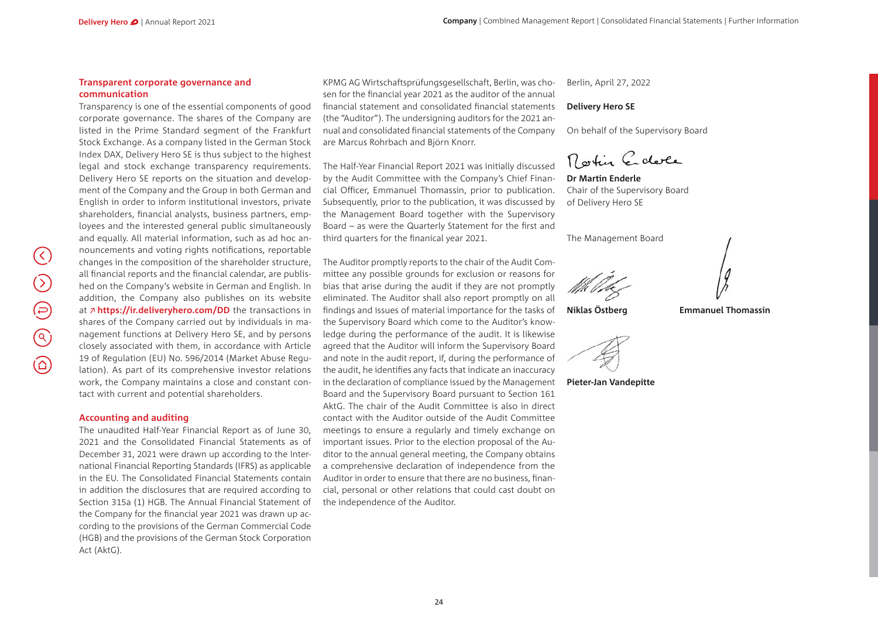### Transparent corporate governance and communication

Transparency is one of the essential components of good corporate governance. The shares of the Company are listed in the Prime Standard segment of the Frankfurt Stock Exchange. As a company listed in the German Stock Index DAX, Delivery Hero SE is thus subject to the highest legal and stock exchange transparency requirements. Delivery Hero SE reports on the situation and development of the Company and the Group in both German and English in order to inform institutional investors, private shareholders, financial analysts, business partners, employees and the interested general public simultaneously and equally. All material information, such as ad hoc announcements and voting rights notifications, reportable changes in the composition of the shareholder structure, all financial reports and the financial calendar, are published on the Company's website in German and English. In addition, the Company also publishes on its website at ↗ **https://ir.deliveryhero.com/DD** the transactions in shares of the Company carried out by individuals in management functions at Delivery Hero SE, and by persons closely associated with them, in accordance with Article 19 of Regulation (EU) No. 596/2014 (Market Abuse Regulation). As part of its comprehensive investor relations work, the Company maintains a close and constant contact with current and potential shareholders.

### Accounting and auditing

The unaudited Half-Year Financial Report as of June 30, 2021 and the Consolidated Financial Statements as of December 31, 2021 were drawn up according to the International Financial Reporting Standards (IFRS) as applicable in the EU. The Consolidated Financial Statements contain in addition the disclosures that are required according to Section 315a (1) HGB. The Annual Financial Statement of the Company for the financial year 2021 was drawn up according to the provisions of the German Commercial Code (HGB) and the provisions of the German Stock Corporation Act (AktG).

KPMG AG Wirtschaftsprüfungsgesellschaft, Berlin, was chosen for the financial year 2021 as the auditor of the annual financial statement and consolidated financial statements (the "Auditor"). The undersigning auditors for the 2021 annual and consolidated financial statements of the Company are Marcus Rohrbach and Björn Knorr.

The Half-Year Financial Report 2021 was initially discussed by the Audit Committee with the Company's Chief Financial Officer, Emmanuel Thomassin, prior to publication. Subsequently, prior to the publication, it was discussed by the Management Board together with the Supervisory Board – as were the Quarterly Statement for the first and third quarters for the finanical year 2021.

The Auditor promptly reports to the chair of the Audit Committee any possible grounds for exclusion or reasons for bias that arise during the audit if they are not promptly eliminated. The Auditor shall also report promptly on all findings and issues of material importance for the tasks of the Supervisory Board which come to the Auditor's knowledge during the performance of the audit. It is likewise agreed that the Auditor will inform the Supervisory Board and note in the audit report, if, during the performance of the audit, he identifies any facts that indicate an inaccuracy in the declaration of compliance issued by the Management Board and the Supervisory Board pursuant to Section 161 AktG. The chair of the Audit Committee is also in direct contact with the Auditor outside of the Audit Committee meetings to ensure a regularly and timely exchange on important issues. Prior to the election proposal of the Auditor to the annual general meeting, the Company obtains a comprehensive declaration of independence from the Auditor in order to ensure that there are no business, financial, personal or other relations that could cast doubt on the independence of the Auditor.

Berlin, April 27, 2022

**Delivery Hero SE**

On behalf of the Supervisory Board

**Dr Martin Enderle**
Chair of the Supervisory Board
of Delivery Hero SE

The Management Board

**Niklas Östberg**

**Emmanuel Thomassin**

**Pieter-Jan Vandepitte**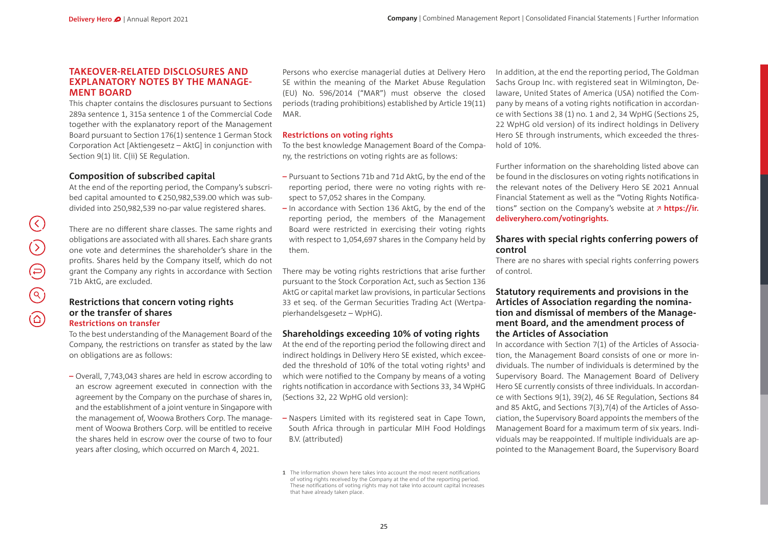## TAKEOVER-RELATED DISCLOSURES AND EXPLANATORY NOTES BY THE MANAGEMENT BOARD

This chapter contains the disclosures pursuant to Sections 289a sentence 1, 315a sentence 1 of the Commercial Code together with the explanatory report of the Management Board pursuant to Section 176(1) sentence 1 German Stock Corporation Act [Aktiengesetz – AktG] in conjunction with Section 9(1) lit. C(ii) SE Regulation.

### Composition of subscribed capital

At the end of the reporting period, the Company's subscribed capital amounted to € 250,982,539.00 which was subdivided into 250,982,539 no-par value registered shares.

There are no different share classes. The same rights and obligations are associated with all shares. Each share grants one vote and determines the shareholder's share in the profits. Shares held by the Company itself, which do not grant the Company any rights in accordance with Section 71b AktG, are excluded.

### Restrictions that concern voting rights or the transfer of shares

#### Restrictions on transfer

To the best understanding of the Management Board of the Company, the restrictions on transfer as stated by the law on obligations are as follows:

- Overall, 7,743,043 shares are held in escrow according to an escrow agreement executed in connection with the agreement by the Company on the purchase of shares in, and the establishment of a joint venture in Singapore with the management of, Woowa Brothers Corp. The management of Woowa Brothers Corp. will be entitled to receive the shares held in escrow over the course of two to four years after closing, which occurred on March 4, 2021.

Persons who exercise managerial duties at Delivery Hero SE within the meaning of the Market Abuse Regulation (EU) No. 596/2014 ("MAR") must observe the closed periods (trading prohibitions) established by Article 19(11) MAR.

#### Restrictions on voting rights

To the best knowledge Management Board of the Company, the restrictions on voting rights are as follows:

- Pursuant to Sections 71b and 71d AktG, by the end of the reporting period, there were no voting rights with respect to 57,052 shares in the Company.
- In accordance with Section 136 AktG, by the end of the reporting period, the members of the Management Board were restricted in exercising their voting rights with respect to 1,054,697 shares in the Company held by them.

There may be voting rights restrictions that arise further pursuant to the Stock Corporation Act, such as Section 136 AktG or capital market law provisions, in particular Sections 33 et seq. of the German Securities Trading Act (Wertpapierhandelsgesetz – WpHG).

### Shareholdings exceeding 10% of voting rights

At the end of the reporting period the following direct and indirect holdings in Delivery Hero SE existed, which exceeded the threshold of 10% of the total voting rights[1] and which were notified to the Company by means of a voting rights notification in accordance with Sections 33, 34 WpHG (Sections 32, 22 WpHG old version):

- Naspers Limited with its registered seat in Cape Town, South Africa through in particular MIH Food Holdings B.V. (attributed)

[1] The information shown here takes into account the most recent notifications of voting rights received by the Company at the end of the reporting period. These notifications of voting rights may not take into account capital increases that have already taken place.

In addition, at the end the reporting period, The Goldman Sachs Group Inc. with registered seat in Wilmington, Delaware, United States of America (USA) notified the Company by means of a voting rights notification in accordance with Sections 38 (1) no. 1 and 2, 34 WpHG (Sections 25, 22 WpHG old version) of its indirect holdings in Delivery Hero SE through instruments, which exceeded the threshold of 10%.

Further information on the shareholding listed above can be found in the disclosures on voting rights notifications in the relevant notes of the Delivery Hero SE 2021 Annual Financial Statement as well as the "Voting Rights Notifications" section on the Company's website at ↗ **https://ir.deliveryhero.com/votingrights.**

### Shares with special rights conferring powers of control

There are no shares with special rights conferring powers of control.

### Statutory requirements and provisions in the Articles of Association regarding the nomination and dismissal of members of the Management Board, and the amendment process of the Articles of Association

In accordance with Section 7(1) of the Articles of Association, the Management Board consists of one or more individuals. The number of individuals is determined by the Supervisory Board. The Management Board of Delivery Hero SE currently consists of three individuals. In accordance with Sections 9(1), 39(2), 46 SE Regulation, Sections 84 and 85 AktG, and Sections 7(3),7(4) of the Articles of Association, the Supervisory Board appoints the members of the Management Board for a maximum term of six years. Individuals may be reappointed. If multiple individuals are appointed to the Management Board, the Supervisory Board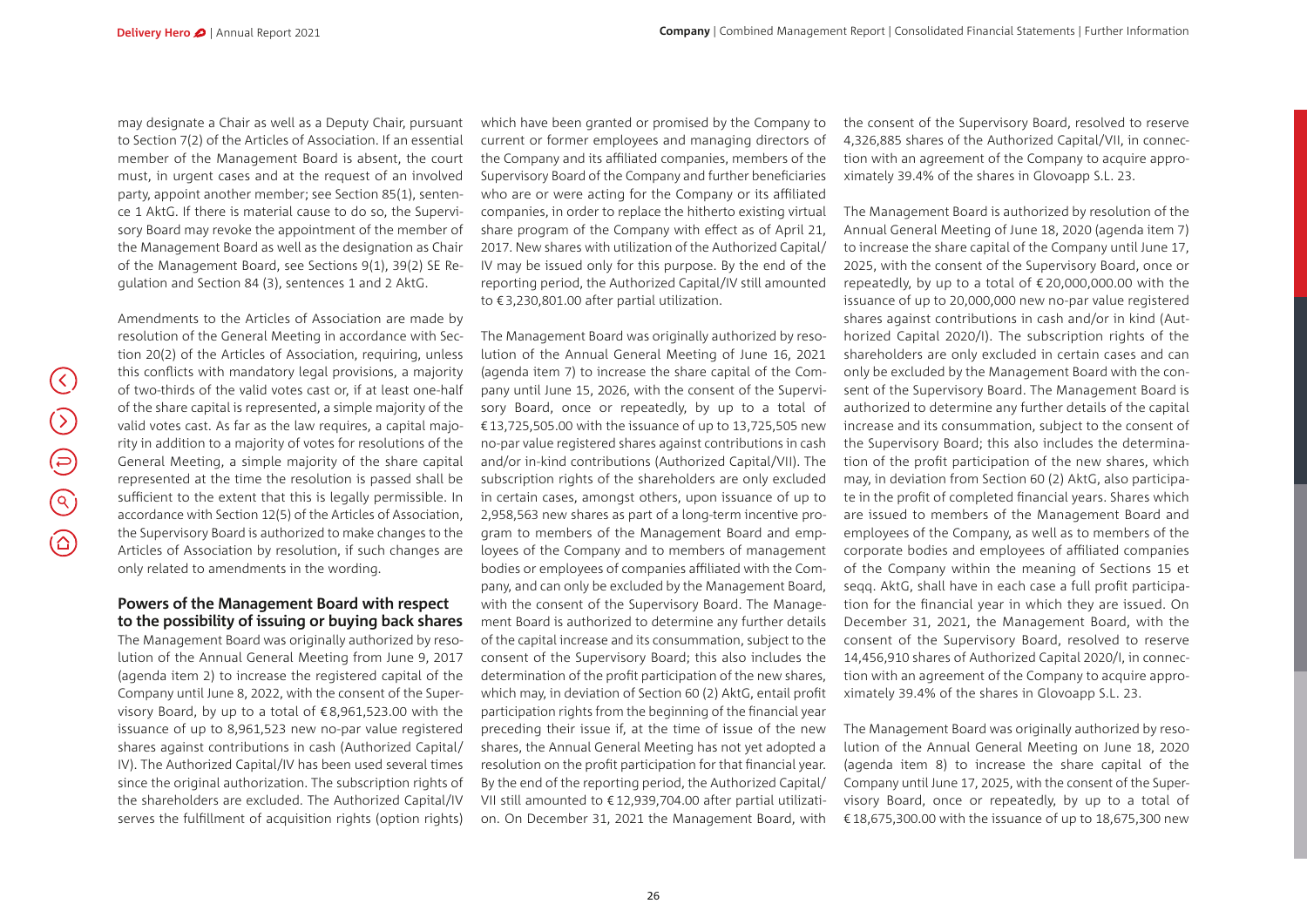may designate a Chair as well as a Deputy Chair, pursuant to Section 7(2) of the Articles of Association. If an essential member of the Management Board is absent, the court must, in urgent cases and at the request of an involved party, appoint another member; see Section 85(1), sentence 1 AktG. If there is material cause to do so, the Supervisory Board may revoke the appointment of the member of the Management Board as well as the designation as Chair of the Management Board, see Sections 9(1), 39(2) SE Regulation and Section 84 (3), sentences 1 and 2 AktG.

Amendments to the Articles of Association are made by resolution of the General Meeting in accordance with Section 20(2) of the Articles of Association, requiring, unless this conflicts with mandatory legal provisions, a majority of two-thirds of the valid votes cast or, if at least one-half of the share capital is represented, a simple majority of the valid votes cast. As far as the law requires, a capital majority in addition to a majority of votes for resolutions of the General Meeting, a simple majority of the share capital represented at the time the resolution is passed shall be sufficient to the extent that this is legally permissible. In accordance with Section 12(5) of the Articles of Association, the Supervisory Board is authorized to make changes to the Articles of Association by resolution, if such changes are only related to amendments in the wording.

## Powers of the Management Board with respect to the possibility of issuing or buying back shares

The Management Board was originally authorized by resolution of the Annual General Meeting from June 9, 2017 (agenda item 2) to increase the registered capital of the Company until June 8, 2022, with the consent of the Supervisory Board, by up to a total of €8,961,523.00 with the issuance of up to 8,961,523 new no-par value registered shares against contributions in cash (Authorized Capital/IV). The Authorized Capital/IV has been used several times since the original authorization. The subscription rights of the shareholders are excluded. The Authorized Capital/IV serves the fulfillment of acquisition rights (option rights) which have been granted or promised by the Company to current or former employees and managing directors of the Company and its affiliated companies, members of the Supervisory Board of the Company and further beneficiaries who are or were acting for the Company or its affiliated companies, in order to replace the hitherto existing virtual share program of the Company with effect as of April 21, 2017. New shares with utilization of the Authorized Capital/IV may be issued only for this purpose. By the end of the reporting period, the Authorized Capital/IV still amounted to €3,230,801.00 after partial utilization.

The Management Board was originally authorized by resolution of the Annual General Meeting of June 16, 2021 (agenda item 7) to increase the share capital of the Company until June 15, 2026, with the consent of the Supervisory Board, once or repeatedly, by up to a total of €13,725,505.00 with the issuance of up to 13,725,505 new no-par value registered shares against contributions in cash and/or in-kind contributions (Authorized Capital/VII). The subscription rights of the shareholders are only excluded in certain cases, amongst others, upon issuance of up to 2,958,563 new shares as part of a long-term incentive program to members of the Management Board and employees of the Company and to members of management bodies or employees of companies affiliated with the Company, and can only be excluded by the Management Board, with the consent of the Supervisory Board. The Management Board is authorized to determine any further details of the capital increase and its consummation, subject to the consent of the Supervisory Board; this also includes the determination of the profit participation of the new shares, which may, in deviation of Section 60 (2) AktG, entail profit participation rights from the beginning of the financial year preceding their issue if, at the time of issue of the new shares, the Annual General Meeting has not yet adopted a resolution on the profit participation for that financial year. By the end of the reporting period, the Authorized Capital/VII still amounted to €12,939,704.00 after partial utilization. On December 31, 2021 the Management Board, with the consent of the Supervisory Board, resolved to reserve 4,326,885 shares of the Authorized Capital/VII, in connection with an agreement of the Company to acquire approximately 39.4% of the shares in Glovoapp S.L. 23.

The Management Board is authorized by resolution of the Annual General Meeting of June 18, 2020 (agenda item 7) to increase the share capital of the Company until June 17, 2025, with the consent of the Supervisory Board, once or repeatedly, by up to a total of €20,000,000.00 with the issuance of up to 20,000,000 new no-par value registered shares against contributions in cash and/or in kind (Authorized Capital 2020/I). The subscription rights of the shareholders are only excluded in certain cases and can only be excluded by the Management Board with the consent of the Supervisory Board. The Management Board is authorized to determine any further details of the capital increase and its consummation, subject to the consent of the Supervisory Board; this also includes the determination of the profit participation of the new shares, which may, in deviation from Section 60 (2) AktG, also participate in the profit of completed financial years. Shares which are issued to members of the Management Board and employees of the Company, as well as to members of the corporate bodies and employees of affiliated companies of the Company within the meaning of Sections 15 et seqq. AktG, shall have in each case a full profit participation for the financial year in which they are issued. On December 31, 2021, the Management Board, with the consent of the Supervisory Board, resolved to reserve 14,456,910 shares of Authorized Capital 2020/I, in connection with an agreement of the Company to acquire approximately 39.4% of the shares in Glovoapp S.L. 23.

The Management Board was originally authorized by resolution of the Annual General Meeting on June 18, 2020 (agenda item 8) to increase the share capital of the Company until June 17, 2025, with the consent of the Supervisory Board, once or repeatedly, by up to a total of €18,675,300.00 with the issuance of up to 18,675,300 new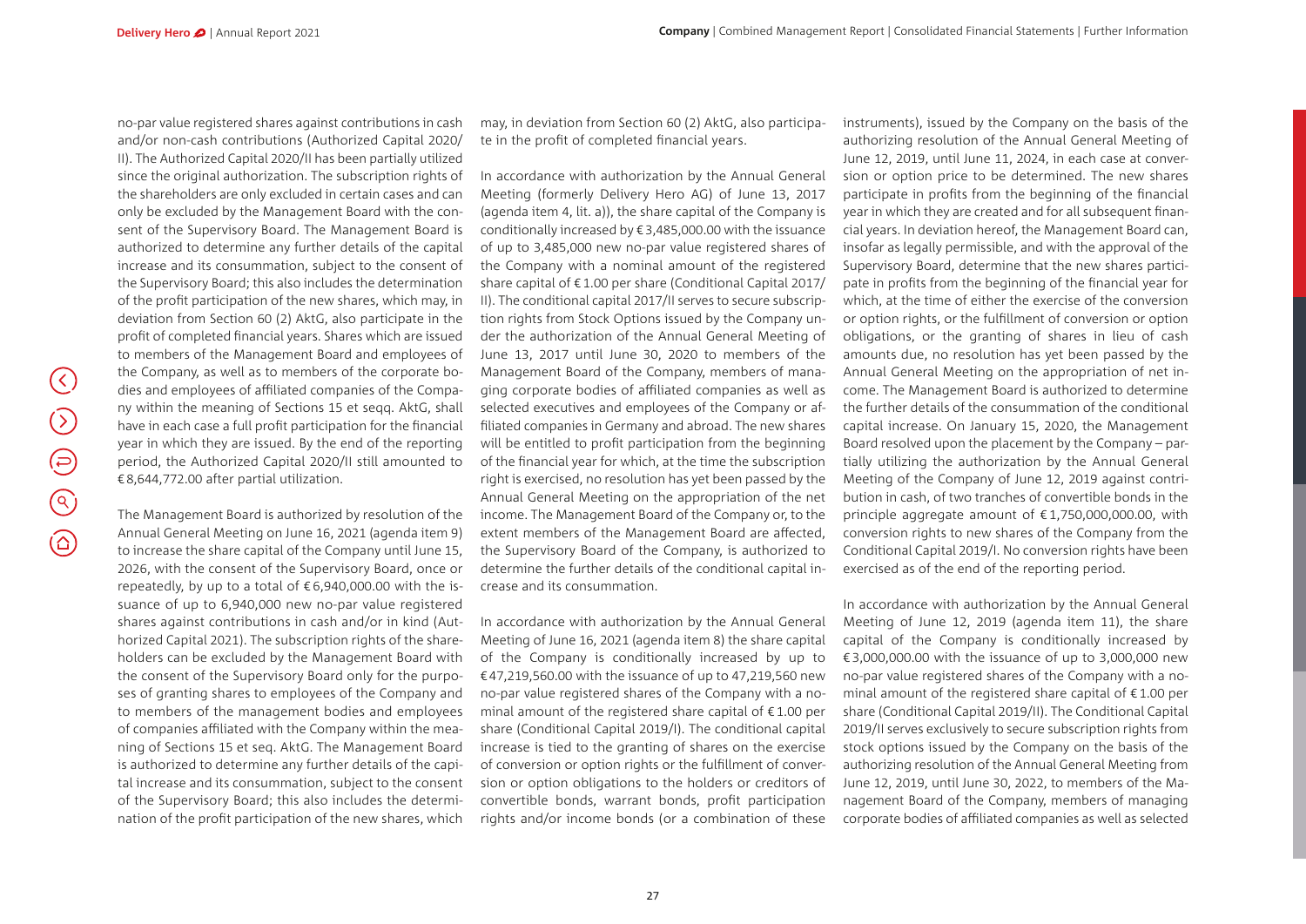no-par value registered shares against contributions in cash and/or non-cash contributions (Authorized Capital 2020/II). The Authorized Capital 2020/II has been partially utilized since the original authorization. The subscription rights of the shareholders are only excluded in certain cases and can only be excluded by the Management Board with the consent of the Supervisory Board. The Management Board is authorized to determine any further details of the capital increase and its consummation, subject to the consent of the Supervisory Board; this also includes the determination of the profit participation of the new shares, which may, in deviation from Section 60 (2) AktG, also participate in the profit of completed financial years. Shares which are issued to members of the Management Board and employees of the Company, as well as to members of the corporate bodies and employees of affiliated companies of the Company within the meaning of Sections 15 et seqq. AktG, shall have in each case a full profit participation for the financial year in which they are issued. By the end of the reporting period, the Authorized Capital 2020/II still amounted to €8,644,772.00 after partial utilization.

The Management Board is authorized by resolution of the Annual General Meeting on June 16, 2021 (agenda item 9) to increase the share capital of the Company until June 15, 2026, with the consent of the Supervisory Board, once or repeatedly, by up to a total of €6,940,000.00 with the issuance of up to 6,940,000 new no-par value registered shares against contributions in cash and/or in kind (Authorized Capital 2021). The subscription rights of the shareholders can be excluded by the Management Board with the consent of the Supervisory Board only for the purposes of granting shares to employees of the Company and to members of the management bodies and employees of companies affiliated with the Company within the meaning of Sections 15 et seq. AktG. The Management Board is authorized to determine any further details of the capital increase and its consummation, subject to the consent of the Supervisory Board; this also includes the determination of the profit participation of the new shares, which may, in deviation from Section 60 (2) AktG, also participate in the profit of completed financial years.

In accordance with authorization by the Annual General Meeting (formerly Delivery Hero AG) of June 13, 2017 (agenda item 4, lit. a)), the share capital of the Company is conditionally increased by €3,485,000.00 with the issuance of up to 3,485,000 new no-par value registered shares of the Company with a nominal amount of the registered share capital of €1.00 per share (Conditional Capital 2017/II). The conditional capital 2017/II serves to secure subscription rights from Stock Options issued by the Company under the authorization of the Annual General Meeting of June 13, 2017 until June 30, 2020 to members of the Management Board of the Company, members of managing corporate bodies of affiliated companies as well as selected executives and employees of the Company or affiliated companies in Germany and abroad. The new shares will be entitled to profit participation from the beginning of the financial year for which, at the time the subscription right is exercised, no resolution has yet been passed by the Annual General Meeting on the appropriation of the net income. The Management Board of the Company or, to the extent members of the Management Board are affected, the Supervisory Board of the Company, is authorized to determine the further details of the conditional capital increase and its consummation.

In accordance with authorization by the Annual General Meeting of June 16, 2021 (agenda item 8) the share capital of the Company is conditionally increased by up to €47,219,560.00 with the issuance of up to 47,219,560 new no-par value registered shares of the Company with a nominal amount of the registered share capital of €1.00 per share (Conditional Capital 2019/I). The conditional capital increase is tied to the granting of shares on the exercise of conversion or option rights or the fulfillment of conversion or option obligations to the holders or creditors of convertible bonds, warrant bonds, profit participation rights and/or income bonds (or a combination of these instruments), issued by the Company on the basis of the authorizing resolution of the Annual General Meeting of June 12, 2019, until June 11, 2024, in each case at conversion or option price to be determined. The new shares participate in profits from the beginning of the financial year in which they are created and for all subsequent financial years. In deviation hereof, the Management Board can, insofar as legally permissible, and with the approval of the Supervisory Board, determine that the new shares participate in profits from the beginning of the financial year for which, at the time of either the exercise of the conversion or option rights, or the fulfillment of conversion or option obligations, or the granting of shares in lieu of cash amounts due, no resolution has yet been passed by the Annual General Meeting on the appropriation of net income. The Management Board is authorized to determine the further details of the consummation of the conditional capital increase. On January 15, 2020, the Management Board resolved upon the placement by the Company – partially utilizing the authorization by the Annual General Meeting of the Company of June 12, 2019 against contribution in cash, of two tranches of convertible bonds in the principle aggregate amount of €1,750,000,000.00, with conversion rights to new shares of the Company from the Conditional Capital 2019/I. No conversion rights have been exercised as of the end of the reporting period.

In accordance with authorization by the Annual General Meeting of June 12, 2019 (agenda item 11), the share capital of the Company is conditionally increased by €3,000,000.00 with the issuance of up to 3,000,000 new no-par value registered shares of the Company with a nominal amount of the registered share capital of €1.00 per share (Conditional Capital 2019/II). The Conditional Capital 2019/II serves exclusively to secure subscription rights from stock options issued by the Company on the basis of the authorizing resolution of the Annual General Meeting from June 12, 2019, until June 30, 2022, to members of the Management Board of the Company, members of managing corporate bodies of affiliated companies as well as selected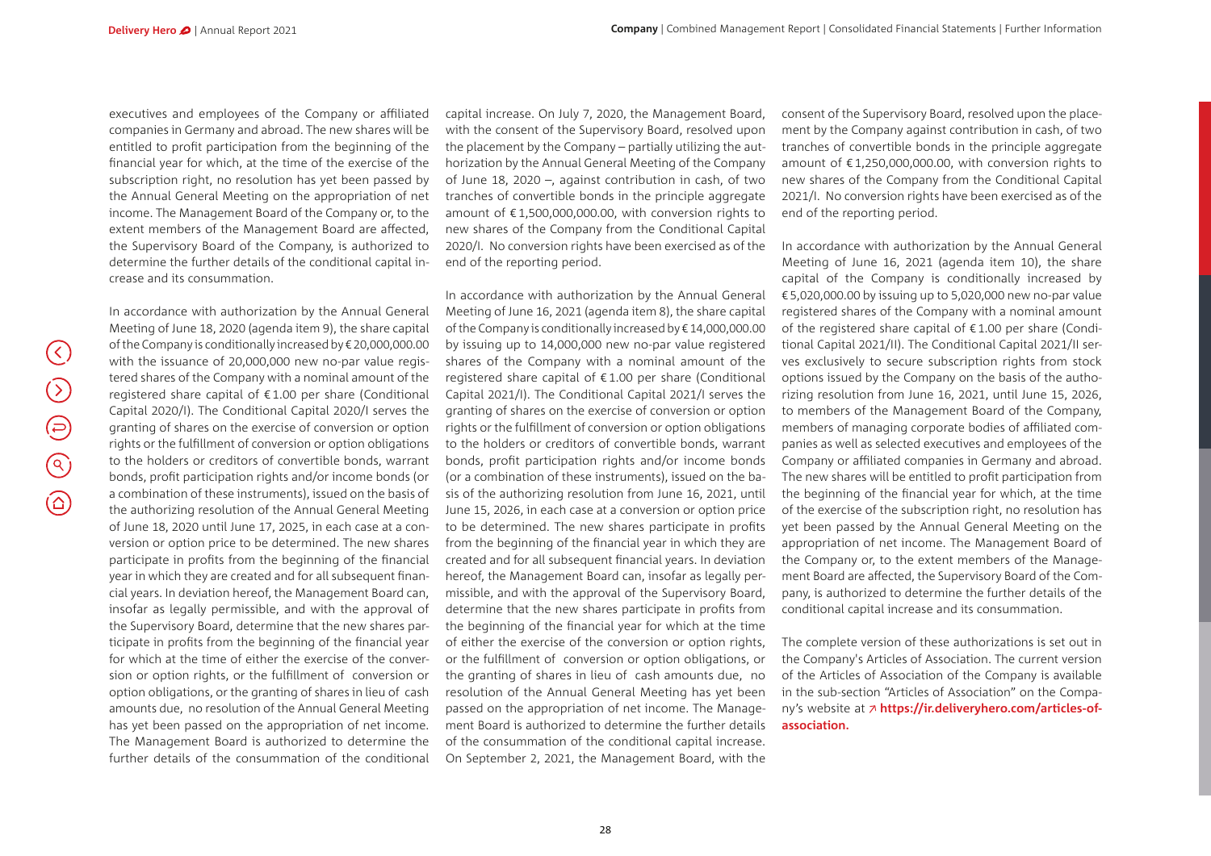executives and employees of the Company or affiliated companies in Germany and abroad. The new shares will be entitled to profit participation from the beginning of the financial year for which, at the time of the exercise of the subscription right, no resolution has yet been passed by the Annual General Meeting on the appropriation of net income. The Management Board of the Company or, to the extent members of the Management Board are affected, the Supervisory Board of the Company, is authorized to determine the further details of the conditional capital increase and its consummation.

In accordance with authorization by the Annual General Meeting of June 18, 2020 (agenda item 9), the share capital of the Company is conditionally increased by € 20,000,000.00 with the issuance of 20,000,000 new no-par value registered shares of the Company with a nominal amount of the registered share capital of € 1.00 per share (Conditional Capital 2020/I). The Conditional Capital 2020/I serves the granting of shares on the exercise of conversion or option rights or the fulfillment of conversion or option obligations to the holders or creditors of convertible bonds, warrant bonds, profit participation rights and/or income bonds (or a combination of these instruments), issued on the basis of the authorizing resolution of the Annual General Meeting of June 18, 2020 until June 17, 2025, in each case at a conversion or option price to be determined. The new shares participate in profits from the beginning of the financial year in which they are created and for all subsequent financial years. In deviation hereof, the Management Board can, insofar as legally permissible, and with the approval of the Supervisory Board, determine that the new shares participate in profits from the beginning of the financial year for which at the time of either the exercise of the conversion or option rights, or the fulfillment of conversion or option obligations, or the granting of shares in lieu of cash amounts due, no resolution of the Annual General Meeting has yet been passed on the appropriation of net income. The Management Board is authorized to determine the further details of the consummation of the conditional capital increase. On July 7, 2020, the Management Board, with the consent of the Supervisory Board, resolved upon the placement by the Company – partially utilizing the authorization by the Annual General Meeting of the Company of June 18, 2020 –, against contribution in cash, of two tranches of convertible bonds in the principle aggregate amount of € 1,500,000,000.00, with conversion rights to new shares of the Company from the Conditional Capital 2020/I. No conversion rights have been exercised as of the end of the reporting period.

In accordance with authorization by the Annual General Meeting of June 16, 2021 (agenda item 8), the share capital of the Company is conditionally increased by € 14,000,000.00 by issuing up to 14,000,000 new no-par value registered shares of the Company with a nominal amount of the registered share capital of € 1.00 per share (Conditional Capital 2021/I). The Conditional Capital 2021/I serves the granting of shares on the exercise of conversion or option rights or the fulfillment of conversion or option obligations to the holders or creditors of convertible bonds, warrant bonds, profit participation rights and/or income bonds (or a combination of these instruments), issued on the basis of the authorizing resolution from June 16, 2021, until June 15, 2026, in each case at a conversion or option price to be determined. The new shares participate in profits from the beginning of the financial year in which they are created and for all subsequent financial years. In deviation hereof, the Management Board can, insofar as legally permissible, and with the approval of the Supervisory Board, determine that the new shares participate in profits from the beginning of the financial year for which at the time of either the exercise of the conversion or option rights, or the fulfillment of conversion or option obligations, or the granting of shares in lieu of cash amounts due, no resolution of the Annual General Meeting has yet been passed on the appropriation of net income. The Management Board is authorized to determine the further details of the consummation of the conditional capital increase. On September 2, 2021, the Management Board, with the consent of the Supervisory Board, resolved upon the placement by the Company against contribution in cash, of two tranches of convertible bonds in the principle aggregate amount of € 1,250,000,000.00, with conversion rights to new shares of the Company from the Conditional Capital 2021/I. No conversion rights have been exercised as of the end of the reporting period.

In accordance with authorization by the Annual General Meeting of June 16, 2021 (agenda item 10), the share capital of the Company is conditionally increased by € 5,020,000.00 by issuing up to 5,020,000 new no-par value registered shares of the Company with a nominal amount of the registered share capital of € 1.00 per share (Conditional Capital 2021/II). The Conditional Capital 2021/II serves exclusively to secure subscription rights from stock options issued by the Company on the basis of the authorizing resolution from June 16, 2021, until June 15, 2026, to members of the Management Board of the Company, members of managing corporate bodies of affiliated companies as well as selected executives and employees of the Company or affiliated companies in Germany and abroad. The new shares will be entitled to profit participation from the beginning of the financial year for which, at the time of the exercise of the subscription right, no resolution has yet been passed by the Annual General Meeting on the appropriation of net income. The Management Board of the Company or, to the extent members of the Management Board are affected, the Supervisory Board of the Company, is authorized to determine the further details of the conditional capital increase and its consummation.

The complete version of these authorizations is set out in the Company's Articles of Association. The current version of the Articles of Association of the Company is available in the sub-section "Articles of Association" on the Company's website at ↗ **https://ir.deliveryhero.com/articles-of-association.**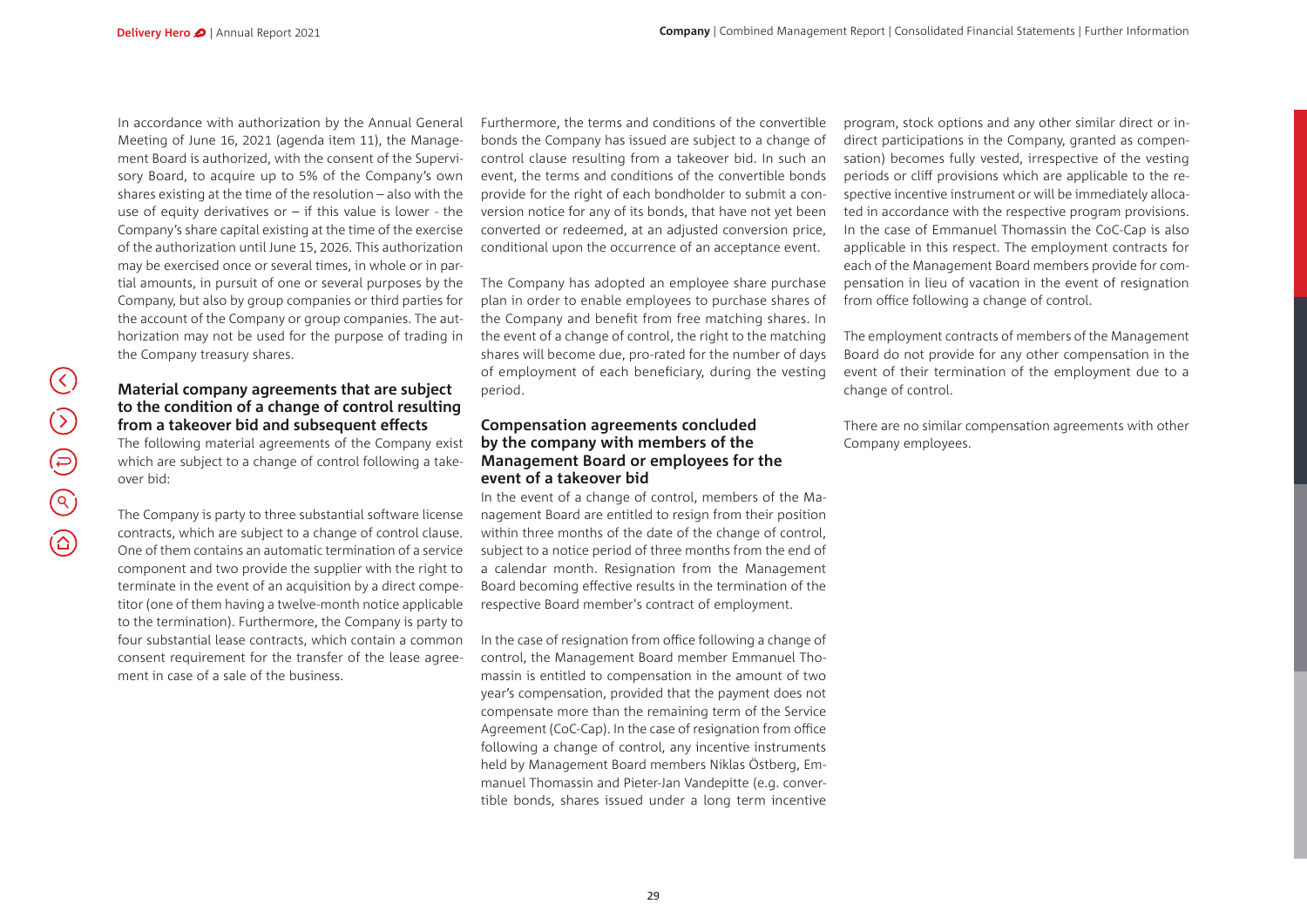In accordance with authorization by the Annual General Meeting of June 16, 2021 (agenda item 11), the Management Board is authorized, with the consent of the Supervisory Board, to acquire up to 5% of the Company's own shares existing at the time of the resolution – also with the use of equity derivatives or – if this value is lower - the Company's share capital existing at the time of the exercise of the authorization until June 15, 2026. This authorization may be exercised once or several times, in whole or in partial amounts, in pursuit of one or several purposes by the Company, but also by group companies or third parties for the account of the Company or group companies. The authorization may not be used for the purpose of trading in the Company treasury shares.

### Material company agreements that are subject to the condition of a change of control resulting from a takeover bid and subsequent effects

The following material agreements of the Company exist which are subject to a change of control following a takeover bid:

The Company is party to three substantial software license contracts, which are subject to a change of control clause. One of them contains an automatic termination of a service component and two provide the supplier with the right to terminate in the event of an acquisition by a direct competitor (one of them having a twelve-month notice applicable to the termination). Furthermore, the Company is party to four substantial lease contracts, which contain a common consent requirement for the transfer of the lease agreement in case of a sale of the business.

Furthermore, the terms and conditions of the convertible bonds the Company has issued are subject to a change of control clause resulting from a takeover bid. In such an event, the terms and conditions of the convertible bonds provide for the right of each bondholder to submit a conversion notice for any of its bonds, that have not yet been converted or redeemed, at an adjusted conversion price, conditional upon the occurrence of an acceptance event.

The Company has adopted an employee share purchase plan in order to enable employees to purchase shares of the Company and benefit from free matching shares. In the event of a change of control, the right to the matching shares will become due, pro-rated for the number of days of employment of each beneficiary, during the vesting period.

### Compensation agreements concluded by the company with members of the Management Board or employees for the event of a takeover bid

In the event of a change of control, members of the Management Board are entitled to resign from their position within three months of the date of the change of control, subject to a notice period of three months from the end of a calendar month. Resignation from the Management Board becoming effective results in the termination of the respective Board member's contract of employment.

In the case of resignation from office following a change of control, the Management Board member Emmanuel Thomassin is entitled to compensation in the amount of two year's compensation, provided that the payment does not compensate more than the remaining term of the Service Agreement (CoC-Cap). In the case of resignation from office following a change of control, any incentive instruments held by Management Board members Niklas Östberg, Emmanuel Thomassin and Pieter-Jan Vandepitte (e.g. convertible bonds, shares issued under a long term incentive program, stock options and any other similar direct or indirect participations in the Company, granted as compensation) becomes fully vested, irrespective of the vesting periods or cliff provisions which are applicable to the respective incentive instrument or will be immediately allocated in accordance with the respective program provisions. In the case of Emmanuel Thomassin the CoC-Cap is also applicable in this respect. The employment contracts for each of the Management Board members provide for compensation in lieu of vacation in the event of resignation from office following a change of control.

The employment contracts of members of the Management Board do not provide for any other compensation in the event of their termination of the employment due to a change of control.

There are no similar compensation agreements with other Company employees.